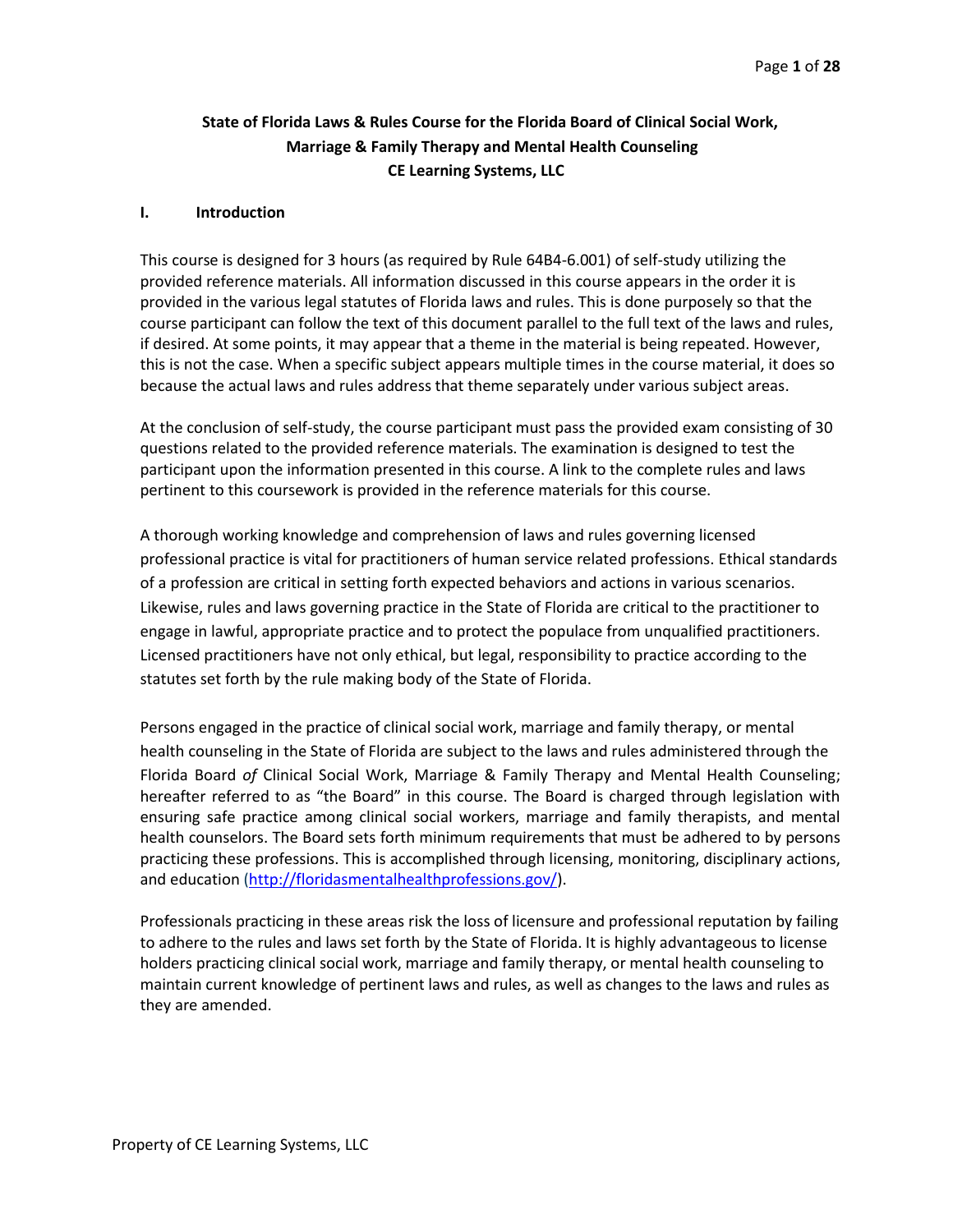# State of Florida Laws & Rules Course for the Florida Board of Clinical Social Work, Marriage & Family Therapy and Mental Health Counseling
## CE Learning Systems, LLC

## I. Introduction

This course is designed for 3 hours (as required by Rule 64B4-6.001) of self-study utilizing the provided reference materials. All information discussed in this course appears in the order it is provided in the various legal statutes of Florida laws and rules. This is done purposely so that the course participant can follow the text of this document parallel to the full text of the laws and rules, if desired. At some points, it may appear that a theme in the material is being repeated. However, this is not the case. When a specific subject appears multiple times in the course material, it does so because the actual laws and rules address that theme separately under various subject areas.

At the conclusion of self-study, the course participant must pass the provided exam consisting of 30 questions related to the provided reference materials. The examination is designed to test the participant upon the information presented in this course. A link to the complete rules and laws pertinent to this coursework is provided in the reference materials for this course.

A thorough working knowledge and comprehension of laws and rules governing licensed professional practice is vital for practitioners of human service related professions. Ethical standards of a profession are critical in setting forth expected behaviors and actions in various scenarios. Likewise, rules and laws governing practice in the State of Florida are critical to the practitioner to engage in lawful, appropriate practice and to protect the populace from unqualified practitioners. Licensed practitioners have not only ethical, but legal, responsibility to practice according to the statutes set forth by the rule making body of the State of Florida.

Persons engaged in the practice of clinical social work, marriage and family therapy, or mental health counseling in the State of Florida are subject to the laws and rules administered through the Florida Board *of* Clinical Social Work, Marriage & Family Therapy and Mental Health Counseling; hereafter referred to as "the Board" in this course. The Board is charged through legislation with ensuring safe practice among clinical social workers, marriage and family therapists, and mental health counselors. The Board sets forth minimum requirements that must be adhered to by persons practicing these professions. This is accomplished through licensing, monitoring, disciplinary actions, and education (http://floridasmentalhealthprofessions.gov/).

Professionals practicing in these areas risk the loss of licensure and professional reputation by failing to adhere to the rules and laws set forth by the State of Florida. It is highly advantageous to license holders practicing clinical social work, marriage and family therapy, or mental health counseling to maintain current knowledge of pertinent laws and rules, as well as changes to the laws and rules as they are amended.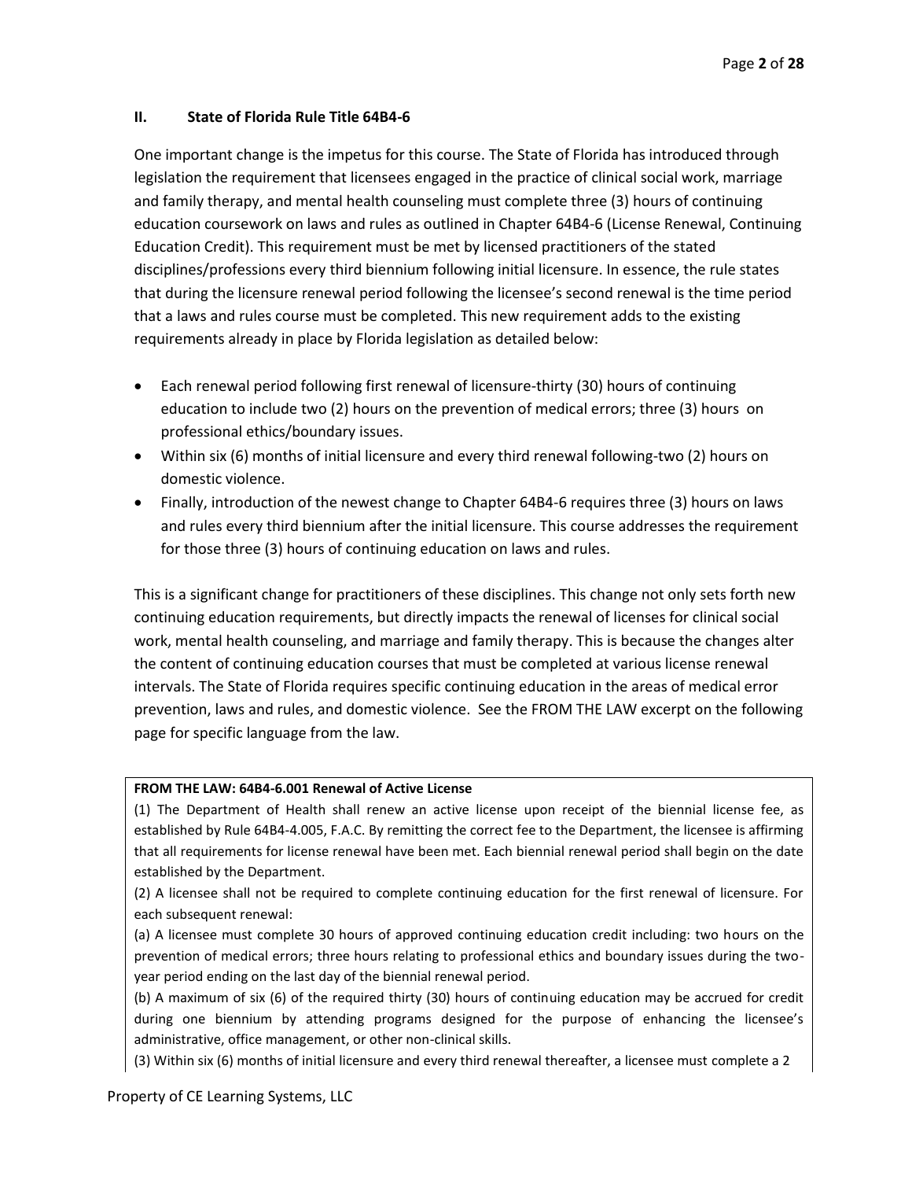## II. State of Florida Rule Title 64B4-6

One important change is the impetus for this course. The State of Florida has introduced through legislation the requirement that licensees engaged in the practice of clinical social work, marriage and family therapy, and mental health counseling must complete three (3) hours of continuing education coursework on laws and rules as outlined in Chapter 64B4-6 (License Renewal, Continuing Education Credit). This requirement must be met by licensed practitioners of the stated disciplines/professions every third biennium following initial licensure. In essence, the rule states that during the licensure renewal period following the licensee's second renewal is the time period that a laws and rules course must be completed. This new requirement adds to the existing requirements already in place by Florida legislation as detailed below:

- Each renewal period following first renewal of licensure-thirty (30) hours of continuing education to include two (2) hours on the prevention of medical errors; three (3) hours on professional ethics/boundary issues.
- Within six (6) months of initial licensure and every third renewal following-two (2) hours on domestic violence.
- Finally, introduction of the newest change to Chapter 64B4-6 requires three (3) hours on laws and rules every third biennium after the initial licensure. This course addresses the requirement for those three (3) hours of continuing education on laws and rules.

This is a significant change for practitioners of these disciplines. This change not only sets forth new continuing education requirements, but directly impacts the renewal of licenses for clinical social work, mental health counseling, and marriage and family therapy. This is because the changes alter the content of continuing education courses that must be completed at various license renewal intervals. The State of Florida requires specific continuing education in the areas of medical error prevention, laws and rules, and domestic violence. See the FROM THE LAW excerpt on the following page for specific language from the law.

**FROM THE LAW: 64B4-6.001 Renewal of Active License**

(1) The Department of Health shall renew an active license upon receipt of the biennial license fee, as established by Rule 64B4-4.005, F.A.C. By remitting the correct fee to the Department, the licensee is affirming that all requirements for license renewal have been met. Each biennial renewal period shall begin on the date established by the Department.

(2) A licensee shall not be required to complete continuing education for the first renewal of licensure. For each subsequent renewal:

(a) A licensee must complete 30 hours of approved continuing education credit including: two hours on the prevention of medical errors; three hours relating to professional ethics and boundary issues during the two-year period ending on the last day of the biennial renewal period.

(b) A maximum of six (6) of the required thirty (30) hours of continuing education may be accrued for credit during one biennium by attending programs designed for the purpose of enhancing the licensee's administrative, office management, or other non-clinical skills.

(3) Within six (6) months of initial licensure and every third renewal thereafter, a licensee must complete a 2

Property of CE Learning Systems, LLC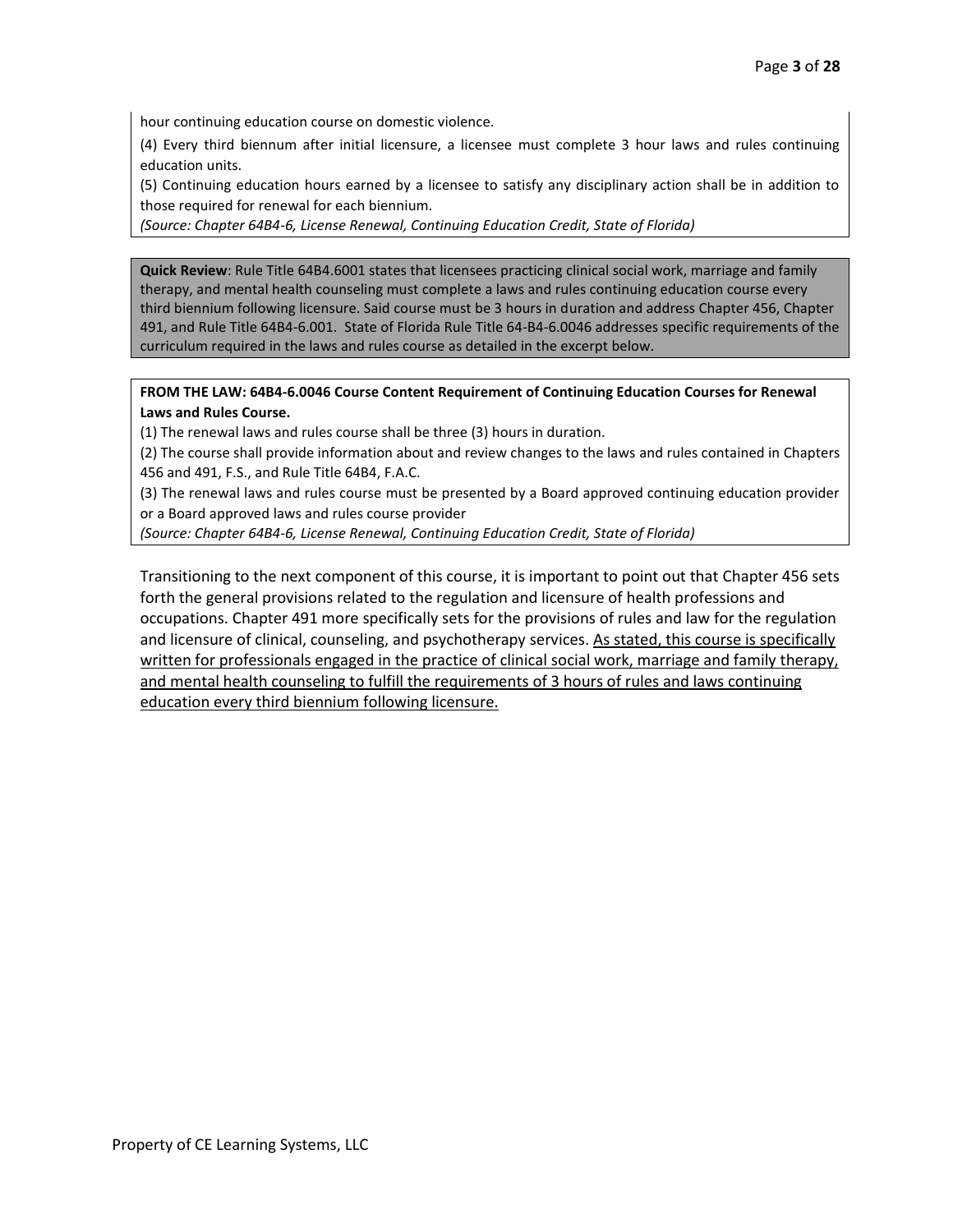hour continuing education course on domestic violence.

(4) Every third biennum after initial licensure, a licensee must complete 3 hour laws and rules continuing education units.

(5) Continuing education hours earned by a licensee to satisfy any disciplinary action shall be in addition to those required for renewal for each biennium.

*(Source: Chapter 64B4-6, License Renewal, Continuing Education Credit, State of Florida)*

**Quick Review**: Rule Title 64B4.6001 states that licensees practicing clinical social work, marriage and family therapy, and mental health counseling must complete a laws and rules continuing education course every third biennium following licensure. Said course must be 3 hours in duration and address Chapter 456, Chapter 491, and Rule Title 64B4-6.001. State of Florida Rule Title 64-B4-6.0046 addresses specific requirements of the curriculum required in the laws and rules course as detailed in the excerpt below.

**FROM THE LAW: 64B4-6.0046 Course Content Requirement of Continuing Education Courses for Renewal Laws and Rules Course.**

(1) The renewal laws and rules course shall be three (3) hours in duration.

(2) The course shall provide information about and review changes to the laws and rules contained in Chapters 456 and 491, F.S., and Rule Title 64B4, F.A.C.

(3) The renewal laws and rules course must be presented by a Board approved continuing education provider or a Board approved laws and rules course provider

*(Source: Chapter 64B4-6, License Renewal, Continuing Education Credit, State of Florida)*

Transitioning to the next component of this course, it is important to point out that Chapter 456 sets forth the general provisions related to the regulation and licensure of health professions and occupations. Chapter 491 more specifically sets for the provisions of rules and law for the regulation and licensure of clinical, counseling, and psychotherapy services. <u>As stated, this course is specifically written for professionals engaged in the practice of clinical social work, marriage and family therapy, and mental health counseling to fulfill the requirements of 3 hours of rules and laws continuing education every third biennium following licensure.</u>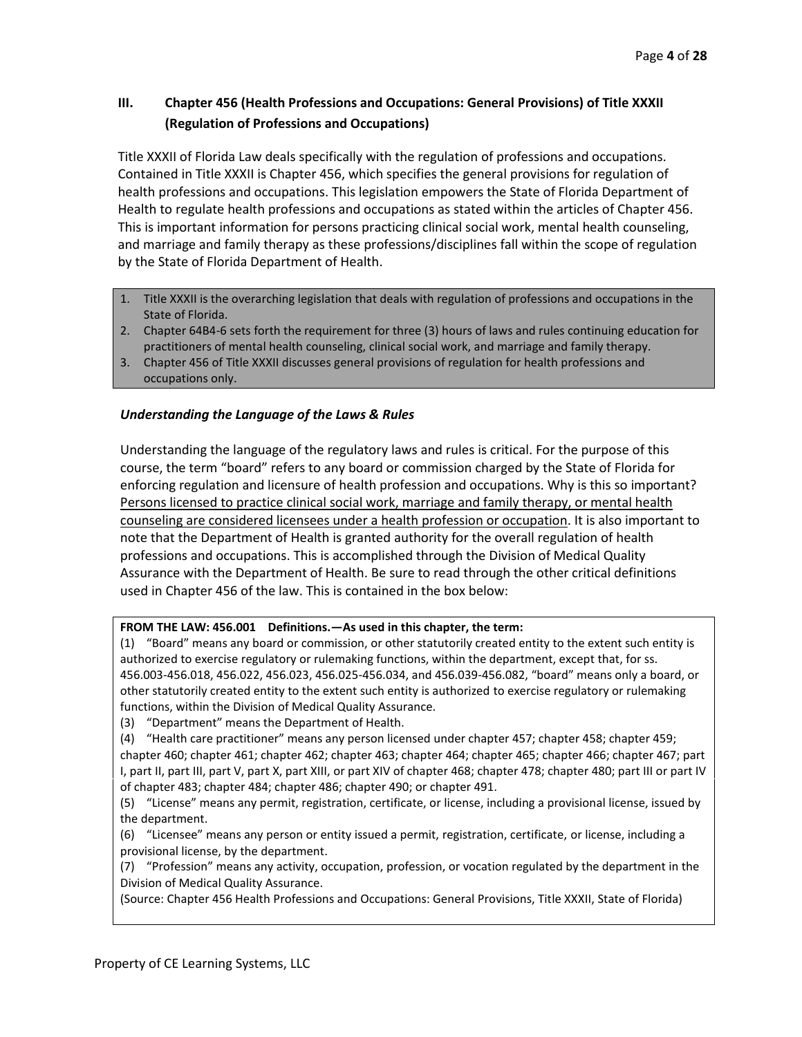## III. Chapter 456 (Health Professions and Occupations: General Provisions) of Title XXXII (Regulation of Professions and Occupations)

Title XXXII of Florida Law deals specifically with the regulation of professions and occupations. Contained in Title XXXII is Chapter 456, which specifies the general provisions for regulation of health professions and occupations. This legislation empowers the State of Florida Department of Health to regulate health professions and occupations as stated within the articles of Chapter 456. This is important information for persons practicing clinical social work, mental health counseling, and marriage and family therapy as these professions/disciplines fall within the scope of regulation by the State of Florida Department of Health.

1. Title XXXII is the overarching legislation that deals with regulation of professions and occupations in the State of Florida.
2. Chapter 64B4-6 sets forth the requirement for three (3) hours of laws and rules continuing education for practitioners of mental health counseling, clinical social work, and marriage and family therapy.
3. Chapter 456 of Title XXXII discusses general provisions of regulation for health professions and occupations only.

### *Understanding the Language of the Laws & Rules*

Understanding the language of the regulatory laws and rules is critical. For the purpose of this course, the term "board" refers to any board or commission charged by the State of Florida for enforcing regulation and licensure of health profession and occupations. Why is this so important? <u>Persons licensed to practice clinical social work, marriage and family therapy, or mental health counseling are considered licensees under a health profession or occupation</u>. It is also important to note that the Department of Health is granted authority for the overall regulation of health professions and occupations. This is accomplished through the Division of Medical Quality Assurance with the Department of Health. Be sure to read through the other critical definitions used in Chapter 456 of the law. This is contained in the box below:

> **FROM THE LAW: 456.001 Definitions.—As used in this chapter, the term:**
>
> (1) "Board" means any board or commission, or other statutorily created entity to the extent such entity is authorized to exercise regulatory or rulemaking functions, within the department, except that, for ss. 456.003-456.018, 456.022, 456.023, 456.025-456.034, and 456.039-456.082, "board" means only a board, or other statutorily created entity to the extent such entity is authorized to exercise regulatory or rulemaking functions, within the Division of Medical Quality Assurance.
>
> (3) "Department" means the Department of Health.
>
> (4) "Health care practitioner" means any person licensed under chapter 457; chapter 458; chapter 459; chapter 460; chapter 461; chapter 462; chapter 463; chapter 464; chapter 465; chapter 466; chapter 467; part I, part II, part III, part V, part X, part XIII, or part XIV of chapter 468; chapter 478; chapter 480; part III or part IV of chapter 483; chapter 484; chapter 486; chapter 490; or chapter 491.
>
> (5) "License" means any permit, registration, certificate, or license, including a provisional license, issued by the department.
>
> (6) "Licensee" means any person or entity issued a permit, registration, certificate, or license, including a provisional license, by the department.
>
> (7) "Profession" means any activity, occupation, profession, or vocation regulated by the department in the Division of Medical Quality Assurance.
>
> (Source: Chapter 456 Health Professions and Occupations: General Provisions, Title XXXII, State of Florida)

Property of CE Learning Systems, LLC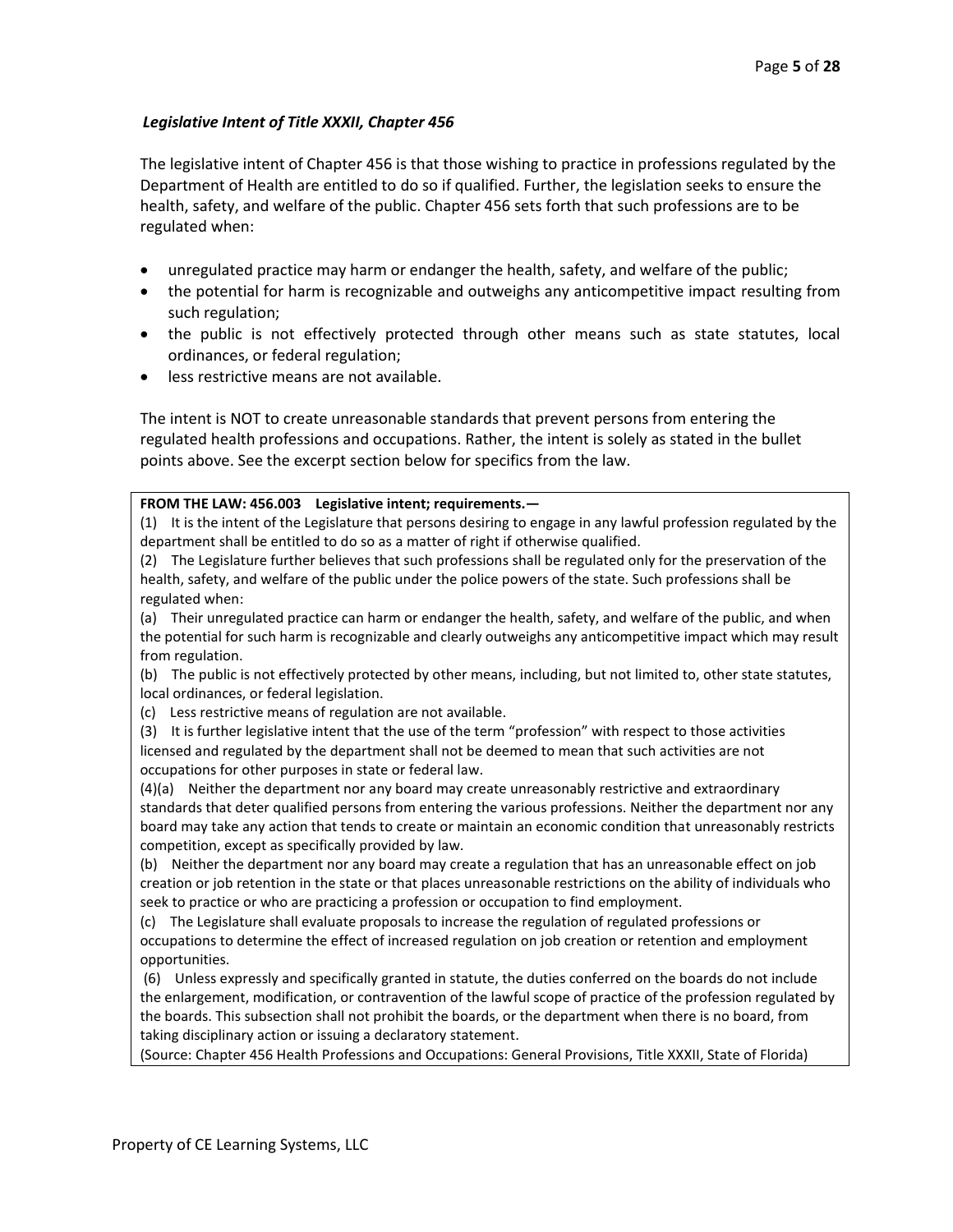***Legislative Intent of Title XXXII, Chapter 456***

The legislative intent of Chapter 456 is that those wishing to practice in professions regulated by the Department of Health are entitled to do so if qualified. Further, the legislation seeks to ensure the health, safety, and welfare of the public. Chapter 456 sets forth that such professions are to be regulated when:

- unregulated practice may harm or endanger the health, safety, and welfare of the public;
- the potential for harm is recognizable and outweighs any anticompetitive impact resulting from such regulation;
- the public is not effectively protected through other means such as state statutes, local ordinances, or federal regulation;
- less restrictive means are not available.

The intent is NOT to create unreasonable standards that prevent persons from entering the regulated health professions and occupations. Rather, the intent is solely as stated in the bullet points above. See the excerpt section below for specifics from the law.

> **FROM THE LAW: 456.003 Legislative intent; requirements.—**
>
> (1) It is the intent of the Legislature that persons desiring to engage in any lawful profession regulated by the department shall be entitled to do so as a matter of right if otherwise qualified.
>
> (2) The Legislature further believes that such professions shall be regulated only for the preservation of the health, safety, and welfare of the public under the police powers of the state. Such professions shall be regulated when:
>
> (a) Their unregulated practice can harm or endanger the health, safety, and welfare of the public, and when the potential for such harm is recognizable and clearly outweighs any anticompetitive impact which may result from regulation.
>
> (b) The public is not effectively protected by other means, including, but not limited to, other state statutes, local ordinances, or federal legislation.
>
> (c) Less restrictive means of regulation are not available.
>
> (3) It is further legislative intent that the use of the term "profession" with respect to those activities licensed and regulated by the department shall not be deemed to mean that such activities are not occupations for other purposes in state or federal law.
>
> (4)(a) Neither the department nor any board may create unreasonably restrictive and extraordinary standards that deter qualified persons from entering the various professions. Neither the department nor any board may take any action that tends to create or maintain an economic condition that unreasonably restricts competition, except as specifically provided by law.
>
> (b) Neither the department nor any board may create a regulation that has an unreasonable effect on job creation or job retention in the state or that places unreasonable restrictions on the ability of individuals who seek to practice or who are practicing a profession or occupation to find employment.
>
> (c) The Legislature shall evaluate proposals to increase the regulation of regulated professions or occupations to determine the effect of increased regulation on job creation or retention and employment opportunities.
>
> (6) Unless expressly and specifically granted in statute, the duties conferred on the boards do not include the enlargement, modification, or contravention of the lawful scope of practice of the profession regulated by the boards. This subsection shall not prohibit the boards, or the department when there is no board, from taking disciplinary action or issuing a declaratory statement.
>
> (Source: Chapter 456 Health Professions and Occupations: General Provisions, Title XXXII, State of Florida)

Property of CE Learning Systems, LLC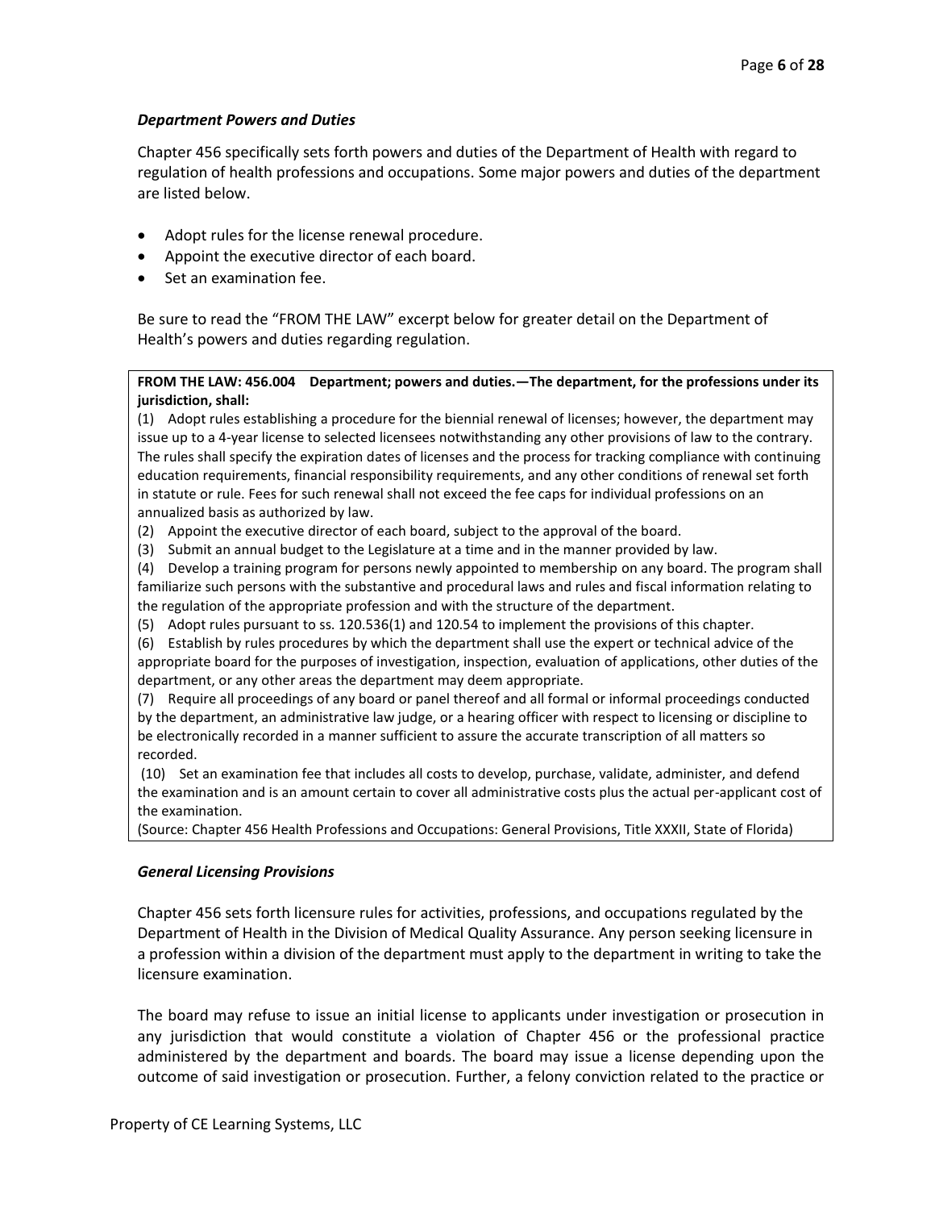### *Department Powers and Duties*

Chapter 456 specifically sets forth powers and duties of the Department of Health with regard to regulation of health professions and occupations. Some major powers and duties of the department are listed below.

- Adopt rules for the license renewal procedure.
- Appoint the executive director of each board.
- Set an examination fee.

Be sure to read the "FROM THE LAW" excerpt below for greater detail on the Department of Health's powers and duties regarding regulation.

> **FROM THE LAW: 456.004 Department; powers and duties.—The department, for the professions under its jurisdiction, shall:**
>
> (1) Adopt rules establishing a procedure for the biennial renewal of licenses; however, the department may issue up to a 4-year license to selected licensees notwithstanding any other provisions of law to the contrary. The rules shall specify the expiration dates of licenses and the process for tracking compliance with continuing education requirements, financial responsibility requirements, and any other conditions of renewal set forth in statute or rule. Fees for such renewal shall not exceed the fee caps for individual professions on an annualized basis as authorized by law.
>
> (2) Appoint the executive director of each board, subject to the approval of the board.
>
> (3) Submit an annual budget to the Legislature at a time and in the manner provided by law.
>
> (4) Develop a training program for persons newly appointed to membership on any board. The program shall familiarize such persons with the substantive and procedural laws and rules and fiscal information relating to the regulation of the appropriate profession and with the structure of the department.
>
> (5) Adopt rules pursuant to ss. 120.536(1) and 120.54 to implement the provisions of this chapter.
>
> (6) Establish by rules procedures by which the department shall use the expert or technical advice of the appropriate board for the purposes of investigation, inspection, evaluation of applications, other duties of the department, or any other areas the department may deem appropriate.
>
> (7) Require all proceedings of any board or panel thereof and all formal or informal proceedings conducted by the department, an administrative law judge, or a hearing officer with respect to licensing or discipline to be electronically recorded in a manner sufficient to assure the accurate transcription of all matters so recorded.
>
> (10) Set an examination fee that includes all costs to develop, purchase, validate, administer, and defend the examination and is an amount certain to cover all administrative costs plus the actual per-applicant cost of the examination.
>
> (Source: Chapter 456 Health Professions and Occupations: General Provisions, Title XXXII, State of Florida)

### *General Licensing Provisions*

Chapter 456 sets forth licensure rules for activities, professions, and occupations regulated by the Department of Health in the Division of Medical Quality Assurance. Any person seeking licensure in a profession within a division of the department must apply to the department in writing to take the licensure examination.

The board may refuse to issue an initial license to applicants under investigation or prosecution in any jurisdiction that would constitute a violation of Chapter 456 or the professional practice administered by the department and boards. The board may issue a license depending upon the outcome of said investigation or prosecution. Further, a felony conviction related to the practice or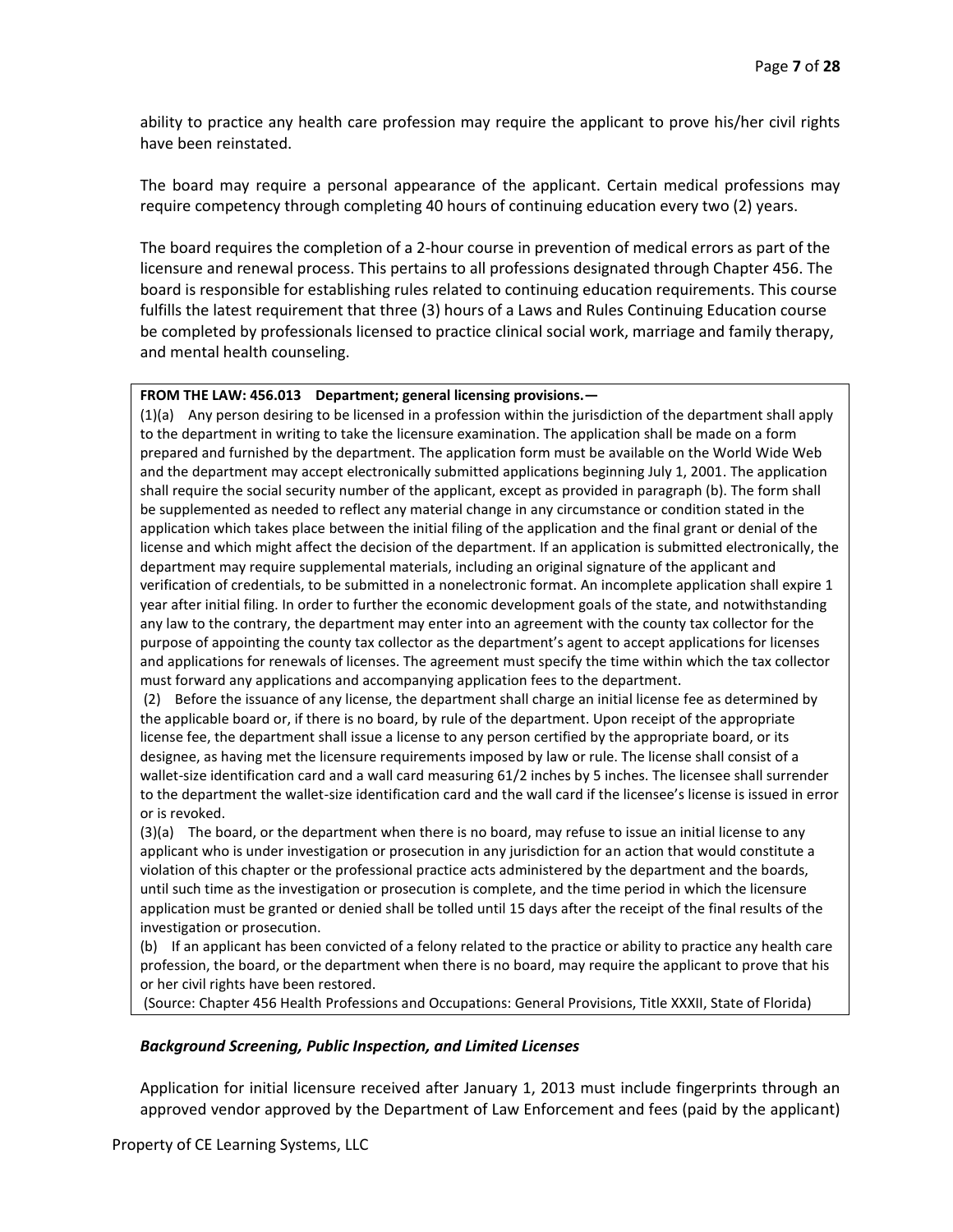ability to practice any health care profession may require the applicant to prove his/her civil rights have been reinstated.

The board may require a personal appearance of the applicant. Certain medical professions may require competency through completing 40 hours of continuing education every two (2) years.

The board requires the completion of a 2-hour course in prevention of medical errors as part of the licensure and renewal process. This pertains to all professions designated through Chapter 456. The board is responsible for establishing rules related to continuing education requirements. This course fulfills the latest requirement that three (3) hours of a Laws and Rules Continuing Education course be completed by professionals licensed to practice clinical social work, marriage and family therapy, and mental health counseling.

> **FROM THE LAW: 456.013 Department; general licensing provisions.—**
>
> (1)(a) Any person desiring to be licensed in a profession within the jurisdiction of the department shall apply to the department in writing to take the licensure examination. The application shall be made on a form prepared and furnished by the department. The application form must be available on the World Wide Web and the department may accept electronically submitted applications beginning July 1, 2001. The application shall require the social security number of the applicant, except as provided in paragraph (b). The form shall be supplemented as needed to reflect any material change in any circumstance or condition stated in the application which takes place between the initial filing of the application and the final grant or denial of the license and which might affect the decision of the department. If an application is submitted electronically, the department may require supplemental materials, including an original signature of the applicant and verification of credentials, to be submitted in a nonelectronic format. An incomplete application shall expire 1 year after initial filing. In order to further the economic development goals of the state, and notwithstanding any law to the contrary, the department may enter into an agreement with the county tax collector for the purpose of appointing the county tax collector as the department's agent to accept applications for licenses and applications for renewals of licenses. The agreement must specify the time within which the tax collector must forward any applications and accompanying application fees to the department.
>
> (2) Before the issuance of any license, the department shall charge an initial license fee as determined by the applicable board or, if there is no board, by rule of the department. Upon receipt of the appropriate license fee, the department shall issue a license to any person certified by the appropriate board, or its designee, as having met the licensure requirements imposed by law or rule. The license shall consist of a wallet-size identification card and a wall card measuring 61/2 inches by 5 inches. The licensee shall surrender to the department the wallet-size identification card and the wall card if the licensee's license is issued in error or is revoked.
>
> (3)(a) The board, or the department when there is no board, may refuse to issue an initial license to any applicant who is under investigation or prosecution in any jurisdiction for an action that would constitute a violation of this chapter or the professional practice acts administered by the department and the boards, until such time as the investigation or prosecution is complete, and the time period in which the licensure application must be granted or denied shall be tolled until 15 days after the receipt of the final results of the investigation or prosecution.
>
> (b) If an applicant has been convicted of a felony related to the practice or ability to practice any health care profession, the board, or the department when there is no board, may require the applicant to prove that his or her civil rights have been restored.
>
> (Source: Chapter 456 Health Professions and Occupations: General Provisions, Title XXXII, State of Florida)

### *Background Screening, Public Inspection, and Limited Licenses*

Application for initial licensure received after January 1, 2013 must include fingerprints through an approved vendor approved by the Department of Law Enforcement and fees (paid by the applicant)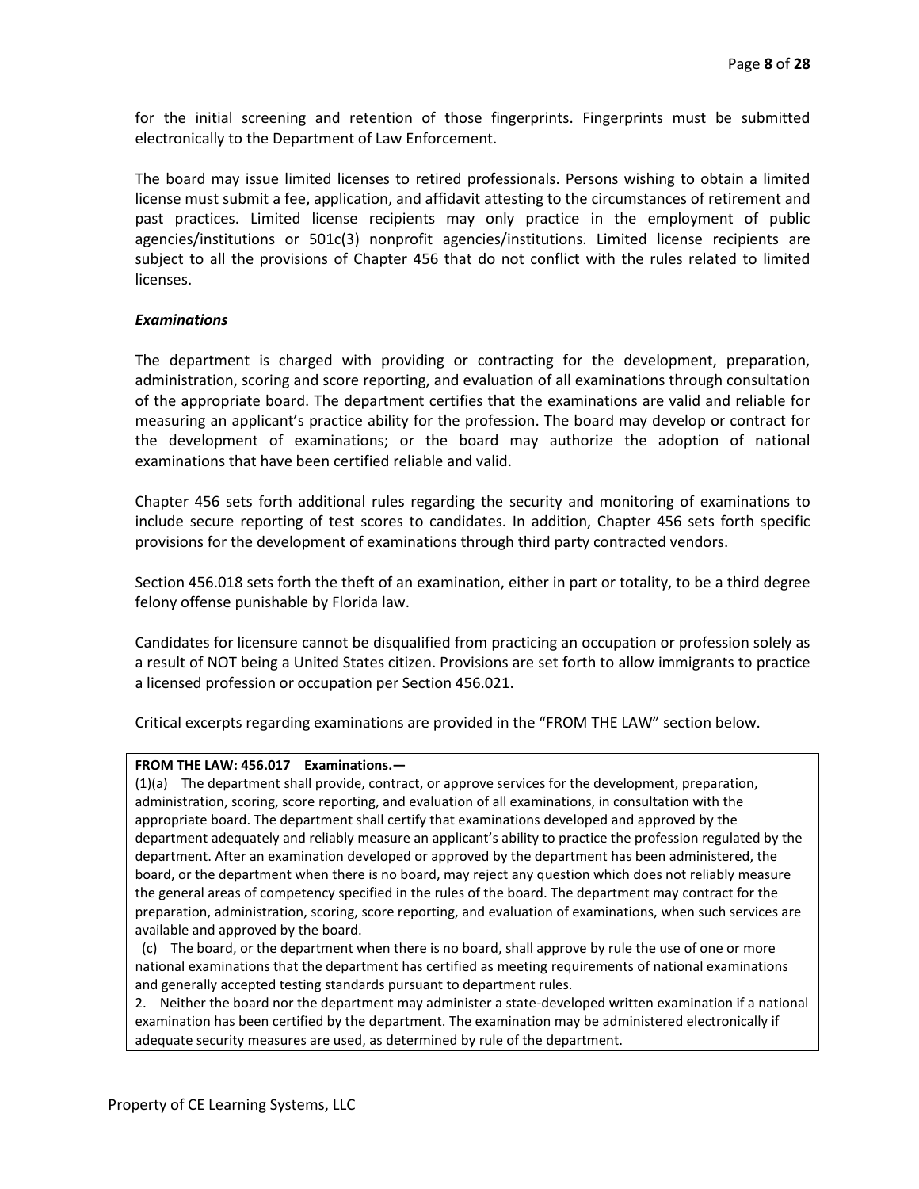for the initial screening and retention of those fingerprints. Fingerprints must be submitted electronically to the Department of Law Enforcement.

The board may issue limited licenses to retired professionals. Persons wishing to obtain a limited license must submit a fee, application, and affidavit attesting to the circumstances of retirement and past practices. Limited license recipients may only practice in the employment of public agencies/institutions or 501c(3) nonprofit agencies/institutions. Limited license recipients are subject to all the provisions of Chapter 456 that do not conflict with the rules related to limited licenses.

***Examinations***

The department is charged with providing or contracting for the development, preparation, administration, scoring and score reporting, and evaluation of all examinations through consultation of the appropriate board. The department certifies that the examinations are valid and reliable for measuring an applicant's practice ability for the profession. The board may develop or contract for the development of examinations; or the board may authorize the adoption of national examinations that have been certified reliable and valid.

Chapter 456 sets forth additional rules regarding the security and monitoring of examinations to include secure reporting of test scores to candidates. In addition, Chapter 456 sets forth specific provisions for the development of examinations through third party contracted vendors.

Section 456.018 sets forth the theft of an examination, either in part or totality, to be a third degree felony offense punishable by Florida law.

Candidates for licensure cannot be disqualified from practicing an occupation or profession solely as a result of NOT being a United States citizen. Provisions are set forth to allow immigrants to practice a licensed profession or occupation per Section 456.021.

Critical excerpts regarding examinations are provided in the "FROM THE LAW" section below.

> **FROM THE LAW: 456.017 Examinations.—**
>
> (1)(a) The department shall provide, contract, or approve services for the development, preparation, administration, scoring, score reporting, and evaluation of all examinations, in consultation with the appropriate board. The department shall certify that examinations developed and approved by the department adequately and reliably measure an applicant's ability to practice the profession regulated by the department. After an examination developed or approved by the department has been administered, the board, or the department when there is no board, may reject any question which does not reliably measure the general areas of competency specified in the rules of the board. The department may contract for the preparation, administration, scoring, score reporting, and evaluation of examinations, when such services are available and approved by the board.
>
> (c) The board, or the department when there is no board, shall approve by rule the use of one or more national examinations that the department has certified as meeting requirements of national examinations and generally accepted testing standards pursuant to department rules.
>
> 2. Neither the board nor the department may administer a state-developed written examination if a national examination has been certified by the department. The examination may be administered electronically if adequate security measures are used, as determined by rule of the department.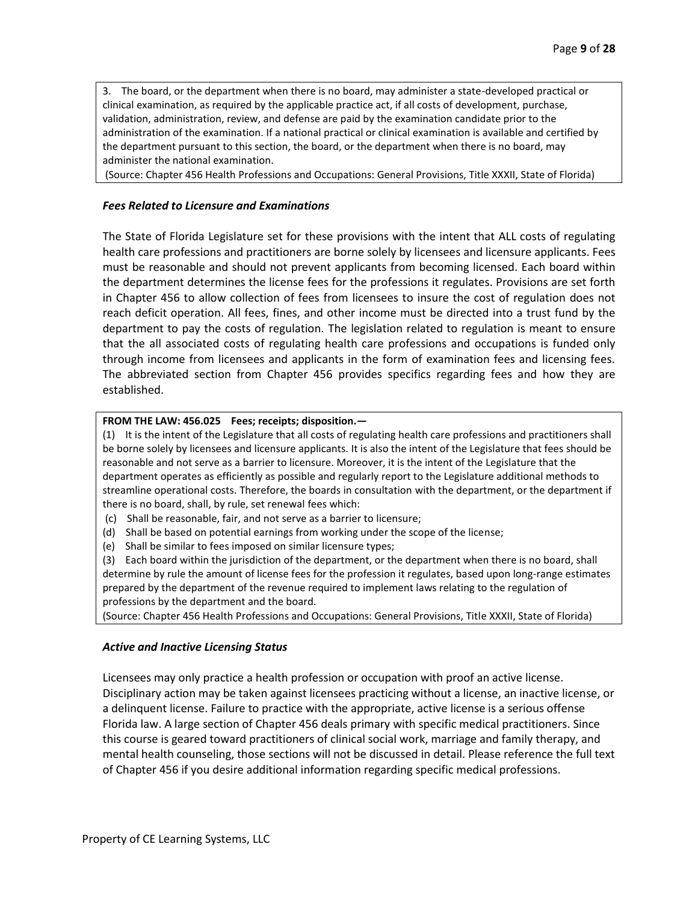3. The board, or the department when there is no board, may administer a state-developed practical or clinical examination, as required by the applicable practice act, if all costs of development, purchase, validation, administration, review, and defense are paid by the examination candidate prior to the administration of the examination. If a national practical or clinical examination is available and certified by the department pursuant to this section, the board, or the department when there is no board, may administer the national examination.

(Source: Chapter 456 Health Professions and Occupations: General Provisions, Title XXXII, State of Florida)

### *Fees Related to Licensure and Examinations*

The State of Florida Legislature set for these provisions with the intent that ALL costs of regulating health care professions and practitioners are borne solely by licensees and licensure applicants. Fees must be reasonable and should not prevent applicants from becoming licensed. Each board within the department determines the license fees for the professions it regulates. Provisions are set forth in Chapter 456 to allow collection of fees from licensees to insure the cost of regulation does not reach deficit operation. All fees, fines, and other income must be directed into a trust fund by the department to pay the costs of regulation. The legislation related to regulation is meant to ensure that the all associated costs of regulating health care professions and occupations is funded only through income from licensees and applicants in the form of examination fees and licensing fees. The abbreviated section from Chapter 456 provides specifics regarding fees and how they are established.

**FROM THE LAW: 456.025 Fees; receipts; disposition.—**

(1) It is the intent of the Legislature that all costs of regulating health care professions and practitioners shall be borne solely by licensees and licensure applicants. It is also the intent of the Legislature that fees should be reasonable and not serve as a barrier to licensure. Moreover, it is the intent of the Legislature that the department operates as efficiently as possible and regularly report to the Legislature additional methods to streamline operational costs. Therefore, the boards in consultation with the department, or the department if there is no board, shall, by rule, set renewal fees which:

(c) Shall be reasonable, fair, and not serve as a barrier to licensure;

(d) Shall be based on potential earnings from working under the scope of the license;

(e) Shall be similar to fees imposed on similar licensure types;

(3) Each board within the jurisdiction of the department, or the department when there is no board, shall determine by rule the amount of license fees for the profession it regulates, based upon long-range estimates prepared by the department of the revenue required to implement laws relating to the regulation of professions by the department and the board.

(Source: Chapter 456 Health Professions and Occupations: General Provisions, Title XXXII, State of Florida)

### *Active and Inactive Licensing Status*

Licensees may only practice a health profession or occupation with proof an active license. Disciplinary action may be taken against licensees practicing without a license, an inactive license, or a delinquent license. Failure to practice with the appropriate, active license is a serious offense Florida law. A large section of Chapter 456 deals primary with specific medical practitioners. Since this course is geared toward practitioners of clinical social work, marriage and family therapy, and mental health counseling, those sections will not be discussed in detail. Please reference the full text of Chapter 456 if you desire additional information regarding specific medical professions.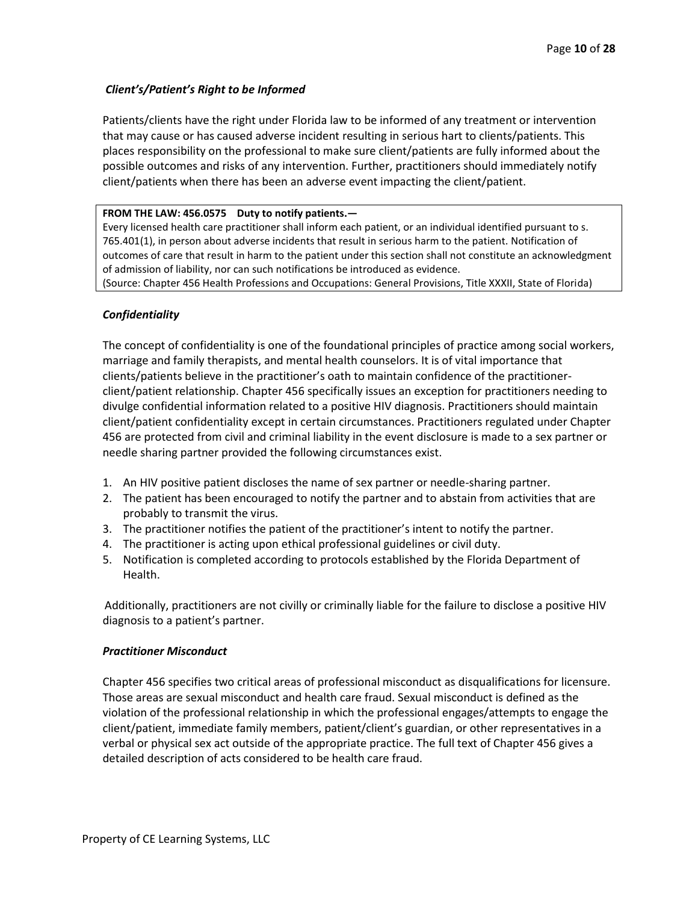*Client's/Patient's Right to be Informed*

Patients/clients have the right under Florida law to be informed of any treatment or intervention that may cause or has caused adverse incident resulting in serious hart to clients/patients. This places responsibility on the professional to make sure client/patients are fully informed about the possible outcomes and risks of any intervention. Further, practitioners should immediately notify client/patients when there has been an adverse event impacting the client/patient.

> **FROM THE LAW: 456.0575 Duty to notify patients.—**
> Every licensed health care practitioner shall inform each patient, or an individual identified pursuant to s. 765.401(1), in person about adverse incidents that result in serious harm to the patient. Notification of outcomes of care that result in harm to the patient under this section shall not constitute an acknowledgment of admission of liability, nor can such notifications be introduced as evidence.
> (Source: Chapter 456 Health Professions and Occupations: General Provisions, Title XXXII, State of Florida)

*Confidentiality*

The concept of confidentiality is one of the foundational principles of practice among social workers, marriage and family therapists, and mental health counselors. It is of vital importance that clients/patients believe in the practitioner's oath to maintain confidence of the practitioner-client/patient relationship. Chapter 456 specifically issues an exception for practitioners needing to divulge confidential information related to a positive HIV diagnosis. Practitioners should maintain client/patient confidentiality except in certain circumstances. Practitioners regulated under Chapter 456 are protected from civil and criminal liability in the event disclosure is made to a sex partner or needle sharing partner provided the following circumstances exist.

1. An HIV positive patient discloses the name of sex partner or needle-sharing partner.
2. The patient has been encouraged to notify the partner and to abstain from activities that are probably to transmit the virus.
3. The practitioner notifies the patient of the practitioner's intent to notify the partner.
4. The practitioner is acting upon ethical professional guidelines or civil duty.
5. Notification is completed according to protocols established by the Florida Department of Health.

Additionally, practitioners are not civilly or criminally liable for the failure to disclose a positive HIV diagnosis to a patient's partner.

*Practitioner Misconduct*

Chapter 456 specifies two critical areas of professional misconduct as disqualifications for licensure. Those areas are sexual misconduct and health care fraud. Sexual misconduct is defined as the violation of the professional relationship in which the professional engages/attempts to engage the client/patient, immediate family members, patient/client's guardian, or other representatives in a verbal or physical sex act outside of the appropriate practice. The full text of Chapter 456 gives a detailed description of acts considered to be health care fraud.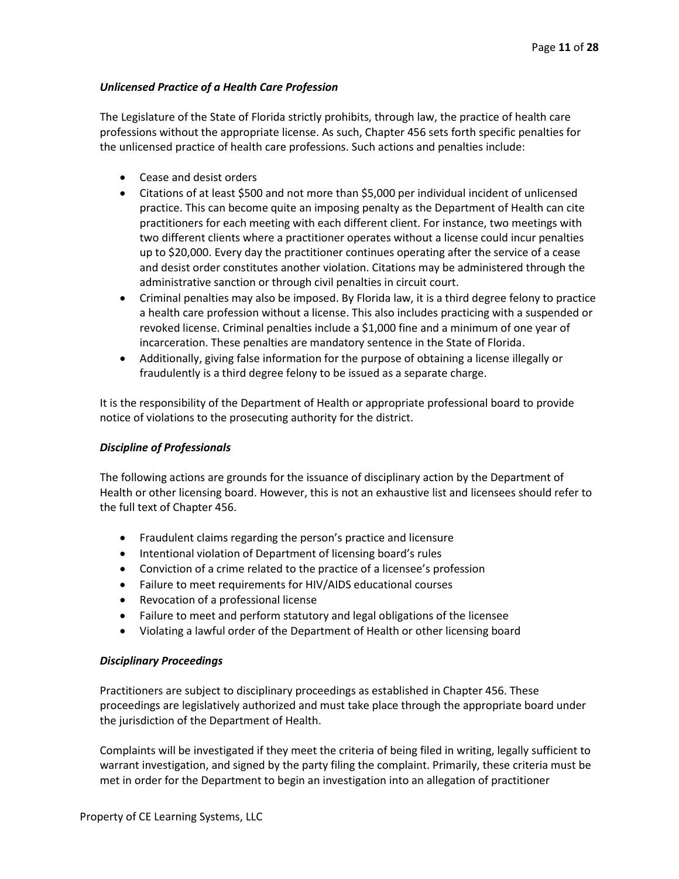***Unlicensed Practice of a Health Care Profession***

The Legislature of the State of Florida strictly prohibits, through law, the practice of health care professions without the appropriate license. As such, Chapter 456 sets forth specific penalties for the unlicensed practice of health care professions. Such actions and penalties include:

- Cease and desist orders
- Citations of at least $500 and not more than $5,000 per individual incident of unlicensed practice. This can become quite an imposing penalty as the Department of Health can cite practitioners for each meeting with each different client. For instance, two meetings with two different clients where a practitioner operates without a license could incur penalties up to $20,000. Every day the practitioner continues operating after the service of a cease and desist order constitutes another violation. Citations may be administered through the administrative sanction or through civil penalties in circuit court.
- Criminal penalties may also be imposed. By Florida law, it is a third degree felony to practice a health care profession without a license. This also includes practicing with a suspended or revoked license. Criminal penalties include a $1,000 fine and a minimum of one year of incarceration. These penalties are mandatory sentence in the State of Florida.
- Additionally, giving false information for the purpose of obtaining a license illegally or fraudulently is a third degree felony to be issued as a separate charge.

It is the responsibility of the Department of Health or appropriate professional board to provide notice of violations to the prosecuting authority for the district.

***Discipline of Professionals***

The following actions are grounds for the issuance of disciplinary action by the Department of Health or other licensing board. However, this is not an exhaustive list and licensees should refer to the full text of Chapter 456.

- Fraudulent claims regarding the person's practice and licensure
- Intentional violation of Department of licensing board's rules
- Conviction of a crime related to the practice of a licensee's profession
- Failure to meet requirements for HIV/AIDS educational courses
- Revocation of a professional license
- Failure to meet and perform statutory and legal obligations of the licensee
- Violating a lawful order of the Department of Health or other licensing board

***Disciplinary Proceedings***

Practitioners are subject to disciplinary proceedings as established in Chapter 456. These proceedings are legislatively authorized and must take place through the appropriate board under the jurisdiction of the Department of Health.

Complaints will be investigated if they meet the criteria of being filed in writing, legally sufficient to warrant investigation, and signed by the party filing the complaint. Primarily, these criteria must be met in order for the Department to begin an investigation into an allegation of practitioner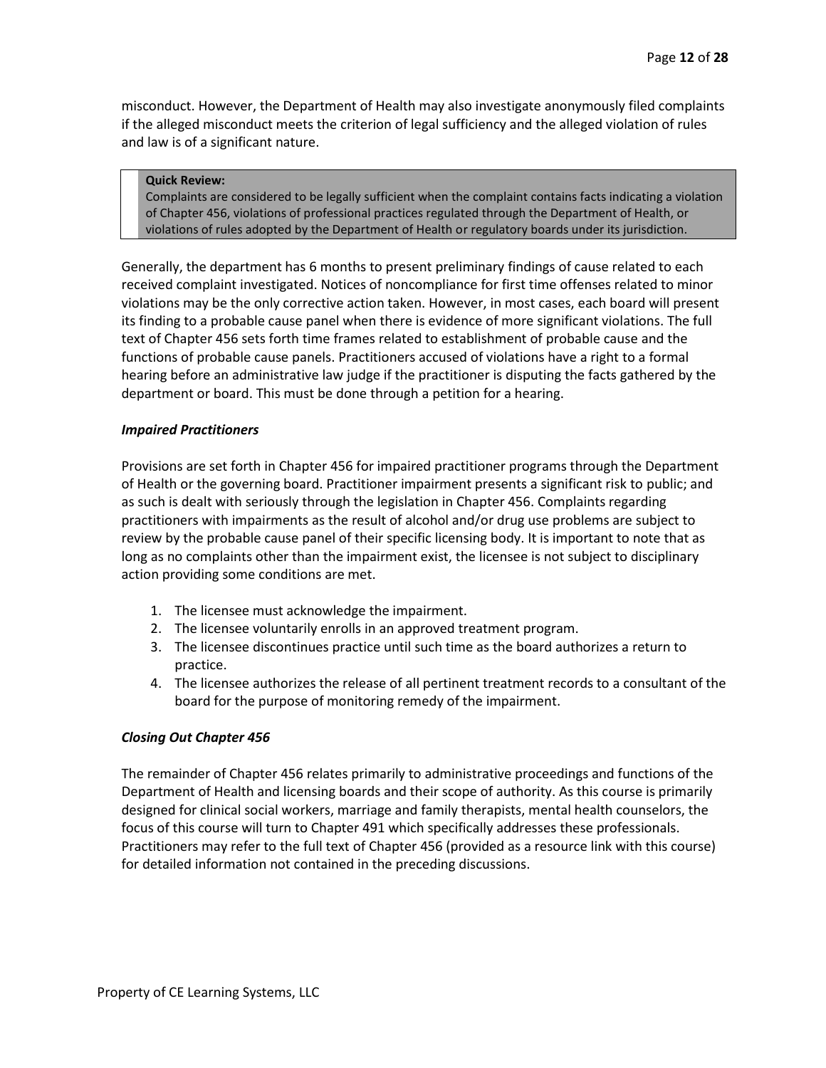misconduct. However, the Department of Health may also investigate anonymously filed complaints if the alleged misconduct meets the criterion of legal sufficiency and the alleged violation of rules and law is of a significant nature.

> **Quick Review:**
> Complaints are considered to be legally sufficient when the complaint contains facts indicating a violation of Chapter 456, violations of professional practices regulated through the Department of Health, or violations of rules adopted by the Department of Health or regulatory boards under its jurisdiction.

Generally, the department has 6 months to present preliminary findings of cause related to each received complaint investigated. Notices of noncompliance for first time offenses related to minor violations may be the only corrective action taken. However, in most cases, each board will present its finding to a probable cause panel when there is evidence of more significant violations. The full text of Chapter 456 sets forth time frames related to establishment of probable cause and the functions of probable cause panels. Practitioners accused of violations have a right to a formal hearing before an administrative law judge if the practitioner is disputing the facts gathered by the department or board. This must be done through a petition for a hearing.

***Impaired Practitioners***

Provisions are set forth in Chapter 456 for impaired practitioner programs through the Department of Health or the governing board. Practitioner impairment presents a significant risk to public; and as such is dealt with seriously through the legislation in Chapter 456. Complaints regarding practitioners with impairments as the result of alcohol and/or drug use problems are subject to review by the probable cause panel of their specific licensing body. It is important to note that as long as no complaints other than the impairment exist, the licensee is not subject to disciplinary action providing some conditions are met.

1. The licensee must acknowledge the impairment.
2. The licensee voluntarily enrolls in an approved treatment program.
3. The licensee discontinues practice until such time as the board authorizes a return to practice.
4. The licensee authorizes the release of all pertinent treatment records to a consultant of the board for the purpose of monitoring remedy of the impairment.

***Closing Out Chapter 456***

The remainder of Chapter 456 relates primarily to administrative proceedings and functions of the Department of Health and licensing boards and their scope of authority. As this course is primarily designed for clinical social workers, marriage and family therapists, mental health counselors, the focus of this course will turn to Chapter 491 which specifically addresses these professionals. Practitioners may refer to the full text of Chapter 456 (provided as a resource link with this course) for detailed information not contained in the preceding discussions.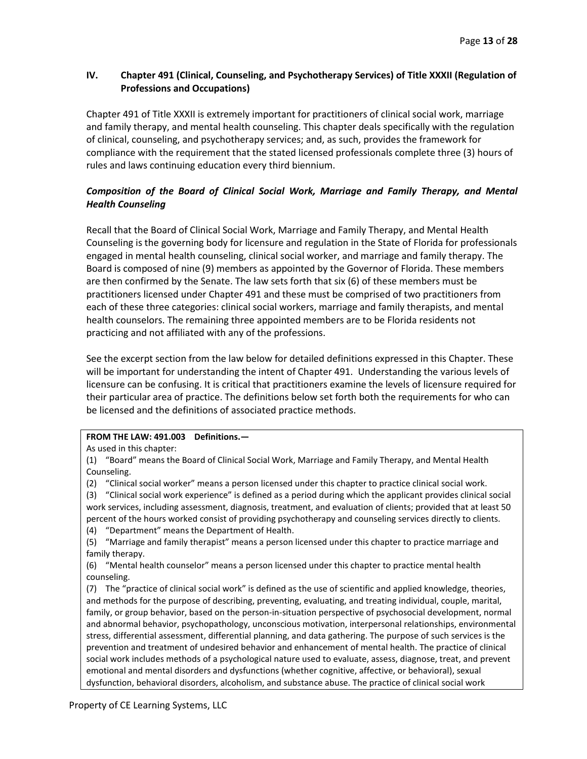## IV. Chapter 491 (Clinical, Counseling, and Psychotherapy Services) of Title XXXII (Regulation of Professions and Occupations)

Chapter 491 of Title XXXII is extremely important for practitioners of clinical social work, marriage and family therapy, and mental health counseling. This chapter deals specifically with the regulation of clinical, counseling, and psychotherapy services; and, as such, provides the framework for compliance with the requirement that the stated licensed professionals complete three (3) hours of rules and laws continuing education every third biennium.

### *Composition of the Board of Clinical Social Work, Marriage and Family Therapy, and Mental Health Counseling*

Recall that the Board of Clinical Social Work, Marriage and Family Therapy, and Mental Health Counseling is the governing body for licensure and regulation in the State of Florida for professionals engaged in mental health counseling, clinical social worker, and marriage and family therapy. The Board is composed of nine (9) members as appointed by the Governor of Florida. These members are then confirmed by the Senate. The law sets forth that six (6) of these members must be practitioners licensed under Chapter 491 and these must be comprised of two practitioners from each of these three categories: clinical social workers, marriage and family therapists, and mental health counselors. The remaining three appointed members are to be Florida residents not practicing and not affiliated with any of the professions.

See the excerpt section from the law below for detailed definitions expressed in this Chapter. These will be important for understanding the intent of Chapter 491. Understanding the various levels of licensure can be confusing. It is critical that practitioners examine the levels of licensure required for their particular area of practice. The definitions below set forth both the requirements for who can be licensed and the definitions of associated practice methods.

**FROM THE LAW: 491.003 Definitions.—**

As used in this chapter:

(1) "Board" means the Board of Clinical Social Work, Marriage and Family Therapy, and Mental Health Counseling.

(2) "Clinical social worker" means a person licensed under this chapter to practice clinical social work.

(3) "Clinical social work experience" is defined as a period during which the applicant provides clinical social work services, including assessment, diagnosis, treatment, and evaluation of clients; provided that at least 50 percent of the hours worked consist of providing psychotherapy and counseling services directly to clients.

(4) "Department" means the Department of Health.

(5) "Marriage and family therapist" means a person licensed under this chapter to practice marriage and family therapy.

(6) "Mental health counselor" means a person licensed under this chapter to practice mental health counseling.

(7) The "practice of clinical social work" is defined as the use of scientific and applied knowledge, theories, and methods for the purpose of describing, preventing, evaluating, and treating individual, couple, marital, family, or group behavior, based on the person-in-situation perspective of psychosocial development, normal and abnormal behavior, psychopathology, unconscious motivation, interpersonal relationships, environmental stress, differential assessment, differential planning, and data gathering. The purpose of such services is the prevention and treatment of undesired behavior and enhancement of mental health. The practice of clinical social work includes methods of a psychological nature used to evaluate, assess, diagnose, treat, and prevent emotional and mental disorders and dysfunctions (whether cognitive, affective, or behavioral), sexual dysfunction, behavioral disorders, alcoholism, and substance abuse. The practice of clinical social work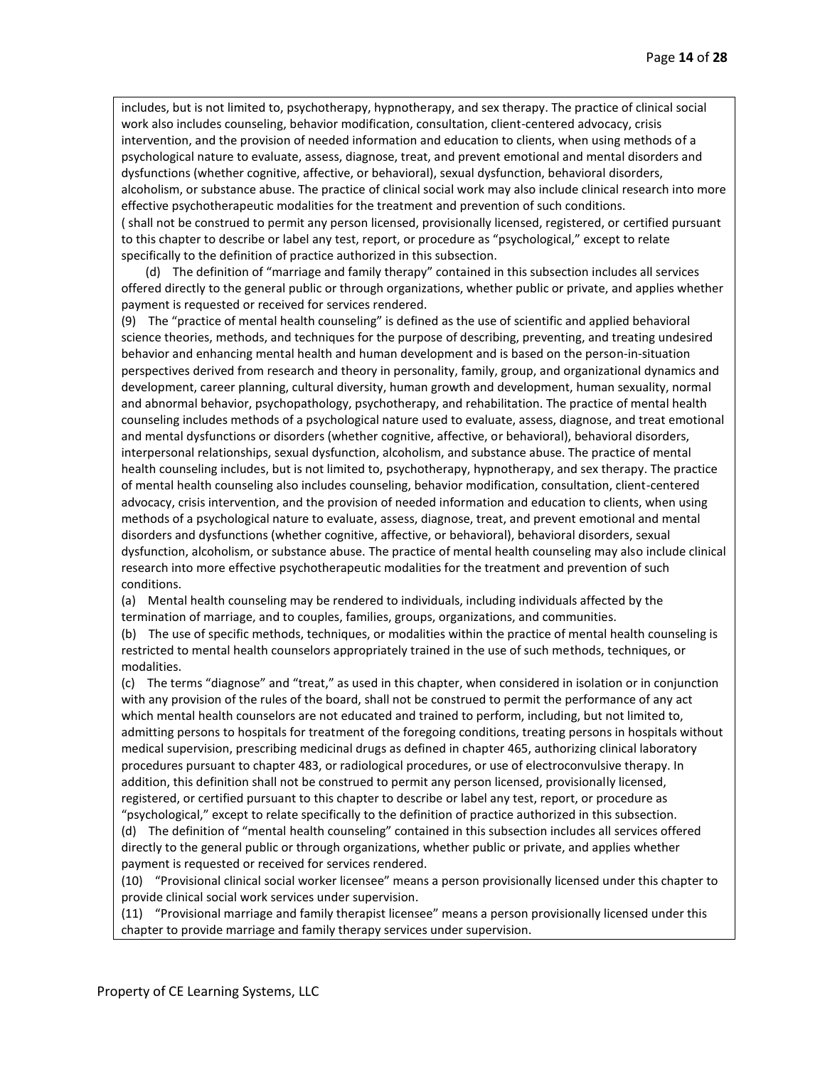includes, but is not limited to, psychotherapy, hypnotherapy, and sex therapy. The practice of clinical social work also includes counseling, behavior modification, consultation, client-centered advocacy, crisis intervention, and the provision of needed information and education to clients, when using methods of a psychological nature to evaluate, assess, diagnose, treat, and prevent emotional and mental disorders and dysfunctions (whether cognitive, affective, or behavioral), sexual dysfunction, behavioral disorders, alcoholism, or substance abuse. The practice of clinical social work may also include clinical research into more effective psychotherapeutic modalities for the treatment and prevention of such conditions.
( shall not be construed to permit any person licensed, provisionally licensed, registered, or certified pursuant to this chapter to describe or label any test, report, or procedure as "psychological," except to relate specifically to the definition of practice authorized in this subsection.

(d) The definition of "marriage and family therapy" contained in this subsection includes all services offered directly to the general public or through organizations, whether public or private, and applies whether payment is requested or received for services rendered.

(9) The "practice of mental health counseling" is defined as the use of scientific and applied behavioral science theories, methods, and techniques for the purpose of describing, preventing, and treating undesired behavior and enhancing mental health and human development and is based on the person-in-situation perspectives derived from research and theory in personality, family, group, and organizational dynamics and development, career planning, cultural diversity, human growth and development, human sexuality, normal and abnormal behavior, psychopathology, psychotherapy, and rehabilitation. The practice of mental health counseling includes methods of a psychological nature used to evaluate, assess, diagnose, and treat emotional and mental dysfunctions or disorders (whether cognitive, affective, or behavioral), behavioral disorders, interpersonal relationships, sexual dysfunction, alcoholism, and substance abuse. The practice of mental health counseling includes, but is not limited to, psychotherapy, hypnotherapy, and sex therapy. The practice of mental health counseling also includes counseling, behavior modification, consultation, client-centered advocacy, crisis intervention, and the provision of needed information and education to clients, when using methods of a psychological nature to evaluate, assess, diagnose, treat, and prevent emotional and mental disorders and dysfunctions (whether cognitive, affective, or behavioral), behavioral disorders, sexual dysfunction, alcoholism, or substance abuse. The practice of mental health counseling may also include clinical research into more effective psychotherapeutic modalities for the treatment and prevention of such conditions.

(a) Mental health counseling may be rendered to individuals, including individuals affected by the termination of marriage, and to couples, families, groups, organizations, and communities.

(b) The use of specific methods, techniques, or modalities within the practice of mental health counseling is restricted to mental health counselors appropriately trained in the use of such methods, techniques, or modalities.

(c) The terms "diagnose" and "treat," as used in this chapter, when considered in isolation or in conjunction with any provision of the rules of the board, shall not be construed to permit the performance of any act which mental health counselors are not educated and trained to perform, including, but not limited to, admitting persons to hospitals for treatment of the foregoing conditions, treating persons in hospitals without medical supervision, prescribing medicinal drugs as defined in chapter 465, authorizing clinical laboratory procedures pursuant to chapter 483, or radiological procedures, or use of electroconvulsive therapy. In addition, this definition shall not be construed to permit any person licensed, provisionally licensed, registered, or certified pursuant to this chapter to describe or label any test, report, or procedure as "psychological," except to relate specifically to the definition of practice authorized in this subsection.

(d) The definition of "mental health counseling" contained in this subsection includes all services offered directly to the general public or through organizations, whether public or private, and applies whether payment is requested or received for services rendered.

(10) "Provisional clinical social worker licensee" means a person provisionally licensed under this chapter to provide clinical social work services under supervision.

(11) "Provisional marriage and family therapist licensee" means a person provisionally licensed under this chapter to provide marriage and family therapy services under supervision.

Property of CE Learning Systems, LLC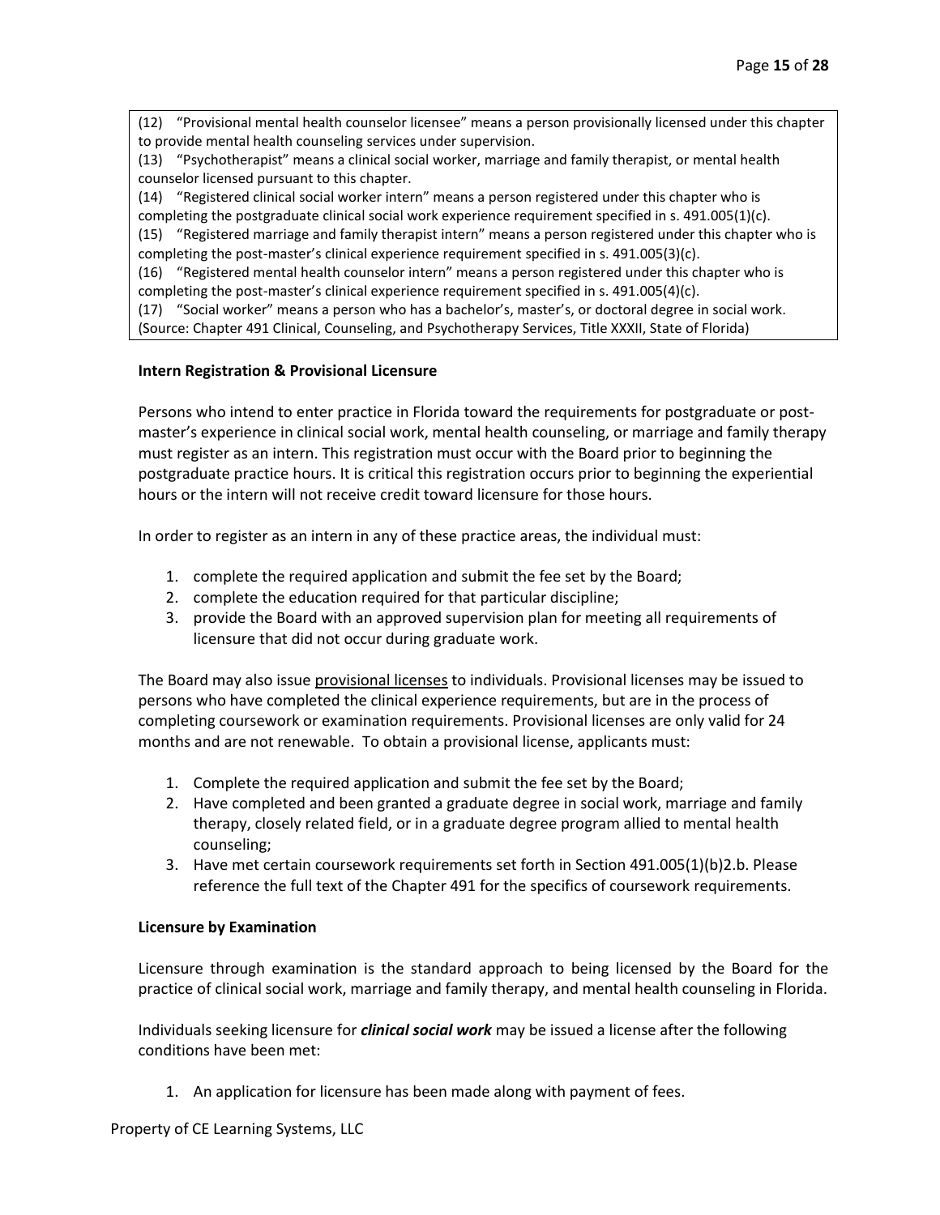(12) "Provisional mental health counselor licensee" means a person provisionally licensed under this chapter to provide mental health counseling services under supervision.
(13) "Psychotherapist" means a clinical social worker, marriage and family therapist, or mental health counselor licensed pursuant to this chapter.
(14) "Registered clinical social worker intern" means a person registered under this chapter who is completing the postgraduate clinical social work experience requirement specified in s. 491.005(1)(c).
(15) "Registered marriage and family therapist intern" means a person registered under this chapter who is completing the post-master's clinical experience requirement specified in s. 491.005(3)(c).
(16) "Registered mental health counselor intern" means a person registered under this chapter who is completing the post-master's clinical experience requirement specified in s. 491.005(4)(c).
(17) "Social worker" means a person who has a bachelor's, master's, or doctoral degree in social work.
(Source: Chapter 491 Clinical, Counseling, and Psychotherapy Services, Title XXXII, State of Florida)

**Intern Registration & Provisional Licensure**

Persons who intend to enter practice in Florida toward the requirements for postgraduate or post-master's experience in clinical social work, mental health counseling, or marriage and family therapy must register as an intern. This registration must occur with the Board prior to beginning the postgraduate practice hours. It is critical this registration occurs prior to beginning the experiential hours or the intern will not receive credit toward licensure for those hours.

In order to register as an intern in any of these practice areas, the individual must:

1. complete the required application and submit the fee set by the Board;
2. complete the education required for that particular discipline;
3. provide the Board with an approved supervision plan for meeting all requirements of licensure that did not occur during graduate work.

The Board may also issue provisional licenses to individuals. Provisional licenses may be issued to persons who have completed the clinical experience requirements, but are in the process of completing coursework or examination requirements. Provisional licenses are only valid for 24 months and are not renewable. To obtain a provisional license, applicants must:

1. Complete the required application and submit the fee set by the Board;
2. Have completed and been granted a graduate degree in social work, marriage and family therapy, closely related field, or in a graduate degree program allied to mental health counseling;
3. Have met certain coursework requirements set forth in Section 491.005(1)(b)2.b. Please reference the full text of the Chapter 491 for the specifics of coursework requirements.

**Licensure by Examination**

Licensure through examination is the standard approach to being licensed by the Board for the practice of clinical social work, marriage and family therapy, and mental health counseling in Florida.

Individuals seeking licensure for ***clinical social work*** may be issued a license after the following conditions have been met:

1. An application for licensure has been made along with payment of fees.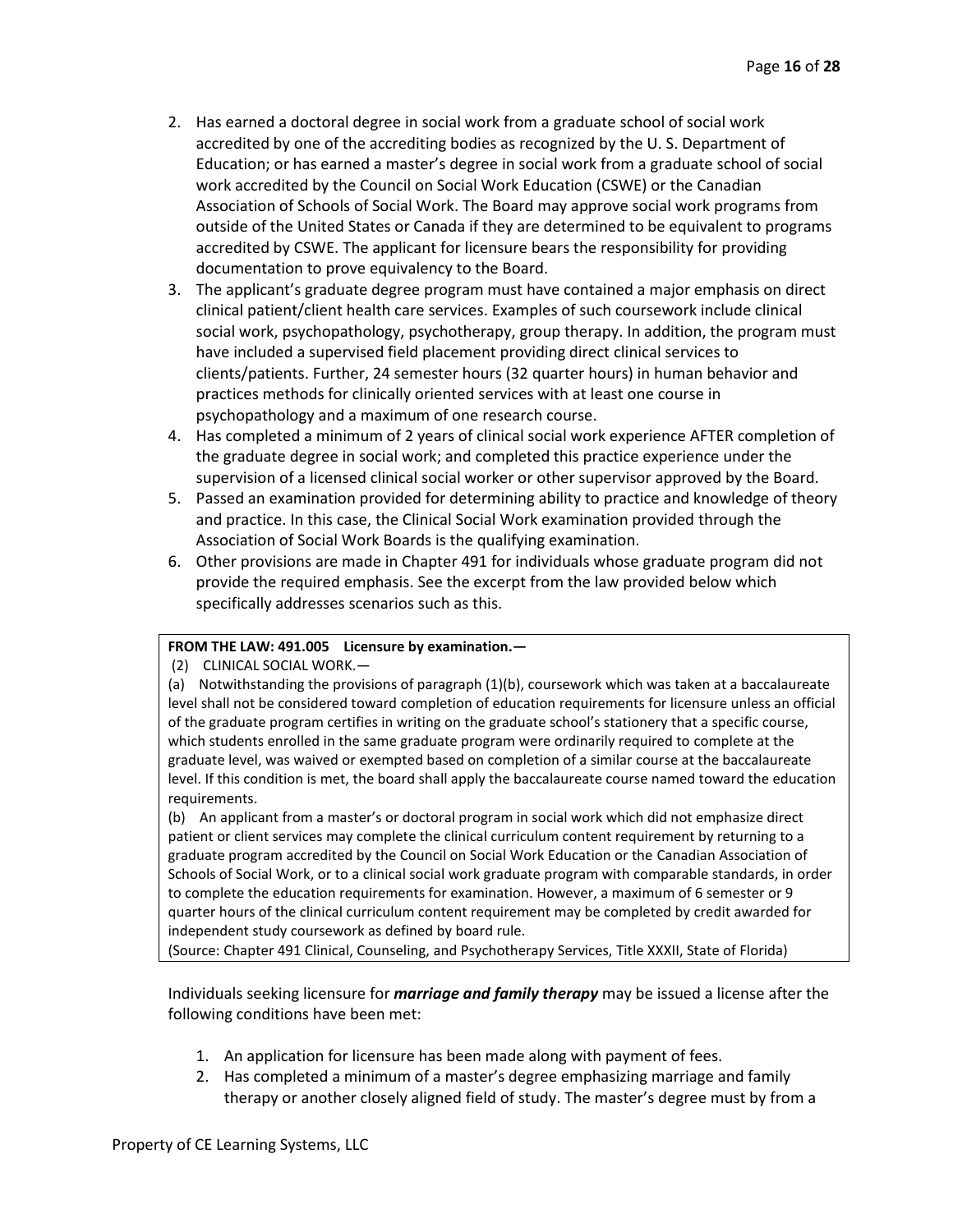2. Has earned a doctoral degree in social work from a graduate school of social work accredited by one of the accrediting bodies as recognized by the U. S. Department of Education; or has earned a master's degree in social work from a graduate school of social work accredited by the Council on Social Work Education (CSWE) or the Canadian Association of Schools of Social Work. The Board may approve social work programs from outside of the United States or Canada if they are determined to be equivalent to programs accredited by CSWE. The applicant for licensure bears the responsibility for providing documentation to prove equivalency to the Board.
3. The applicant's graduate degree program must have contained a major emphasis on direct clinical patient/client health care services. Examples of such coursework include clinical social work, psychopathology, psychotherapy, group therapy. In addition, the program must have included a supervised field placement providing direct clinical services to clients/patients. Further, 24 semester hours (32 quarter hours) in human behavior and practices methods for clinically oriented services with at least one course in psychopathology and a maximum of one research course.
4. Has completed a minimum of 2 years of clinical social work experience AFTER completion of the graduate degree in social work; and completed this practice experience under the supervision of a licensed clinical social worker or other supervisor approved by the Board.
5. Passed an examination provided for determining ability to practice and knowledge of theory and practice. In this case, the Clinical Social Work examination provided through the Association of Social Work Boards is the qualifying examination.
6. Other provisions are made in Chapter 491 for individuals whose graduate program did not provide the required emphasis. See the excerpt from the law provided below which specifically addresses scenarios such as this.

> **FROM THE LAW: 491.005 Licensure by examination.—**
>
> (2) CLINICAL SOCIAL WORK.—
>
> (a) Notwithstanding the provisions of paragraph (1)(b), coursework which was taken at a baccalaureate level shall not be considered toward completion of education requirements for licensure unless an official of the graduate program certifies in writing on the graduate school's stationery that a specific course, which students enrolled in the same graduate program were ordinarily required to complete at the graduate level, was waived or exempted based on completion of a similar course at the baccalaureate level. If this condition is met, the board shall apply the baccalaureate course named toward the education requirements.
>
> (b) An applicant from a master's or doctoral program in social work which did not emphasize direct patient or client services may complete the clinical curriculum content requirement by returning to a graduate program accredited by the Council on Social Work Education or the Canadian Association of Schools of Social Work, or to a clinical social work graduate program with comparable standards, in order to complete the education requirements for examination. However, a maximum of 6 semester or 9 quarter hours of the clinical curriculum content requirement may be completed by credit awarded for independent study coursework as defined by board rule.
>
> (Source: Chapter 491 Clinical, Counseling, and Psychotherapy Services, Title XXXII, State of Florida)

Individuals seeking licensure for ***marriage and family therapy*** may be issued a license after the following conditions have been met:

1. An application for licensure has been made along with payment of fees.
2. Has completed a minimum of a master's degree emphasizing marriage and family therapy or another closely aligned field of study. The master's degree must by from a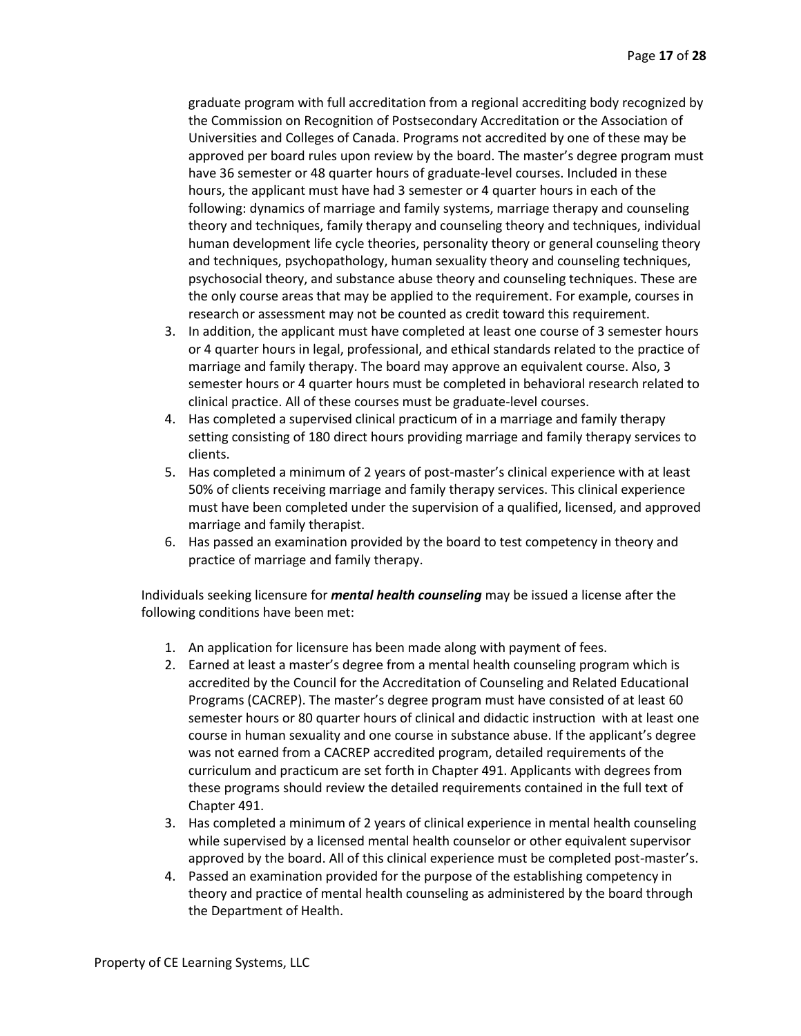graduate program with full accreditation from a regional accrediting body recognized by the Commission on Recognition of Postsecondary Accreditation or the Association of Universities and Colleges of Canada. Programs not accredited by one of these may be approved per board rules upon review by the board. The master's degree program must have 36 semester or 48 quarter hours of graduate-level courses. Included in these hours, the applicant must have had 3 semester or 4 quarter hours in each of the following: dynamics of marriage and family systems, marriage therapy and counseling theory and techniques, family therapy and counseling theory and techniques, individual human development life cycle theories, personality theory or general counseling theory and techniques, psychopathology, human sexuality theory and counseling techniques, psychosocial theory, and substance abuse theory and counseling techniques. These are the only course areas that may be applied to the requirement. For example, courses in research or assessment may not be counted as credit toward this requirement.

3. In addition, the applicant must have completed at least one course of 3 semester hours or 4 quarter hours in legal, professional, and ethical standards related to the practice of marriage and family therapy. The board may approve an equivalent course. Also, 3 semester hours or 4 quarter hours must be completed in behavioral research related to clinical practice. All of these courses must be graduate-level courses.
4. Has completed a supervised clinical practicum of in a marriage and family therapy setting consisting of 180 direct hours providing marriage and family therapy services to clients.
5. Has completed a minimum of 2 years of post-master's clinical experience with at least 50% of clients receiving marriage and family therapy services. This clinical experience must have been completed under the supervision of a qualified, licensed, and approved marriage and family therapist.
6. Has passed an examination provided by the board to test competency in theory and practice of marriage and family therapy.

Individuals seeking licensure for ***mental health counseling*** may be issued a license after the following conditions have been met:

1. An application for licensure has been made along with payment of fees.
2. Earned at least a master's degree from a mental health counseling program which is accredited by the Council for the Accreditation of Counseling and Related Educational Programs (CACREP). The master's degree program must have consisted of at least 60 semester hours or 80 quarter hours of clinical and didactic instruction with at least one course in human sexuality and one course in substance abuse. If the applicant's degree was not earned from a CACREP accredited program, detailed requirements of the curriculum and practicum are set forth in Chapter 491. Applicants with degrees from these programs should review the detailed requirements contained in the full text of Chapter 491.
3. Has completed a minimum of 2 years of clinical experience in mental health counseling while supervised by a licensed mental health counselor or other equivalent supervisor approved by the board. All of this clinical experience must be completed post-master's.
4. Passed an examination provided for the purpose of the establishing competency in theory and practice of mental health counseling as administered by the board through the Department of Health.

Property of CE Learning Systems, LLC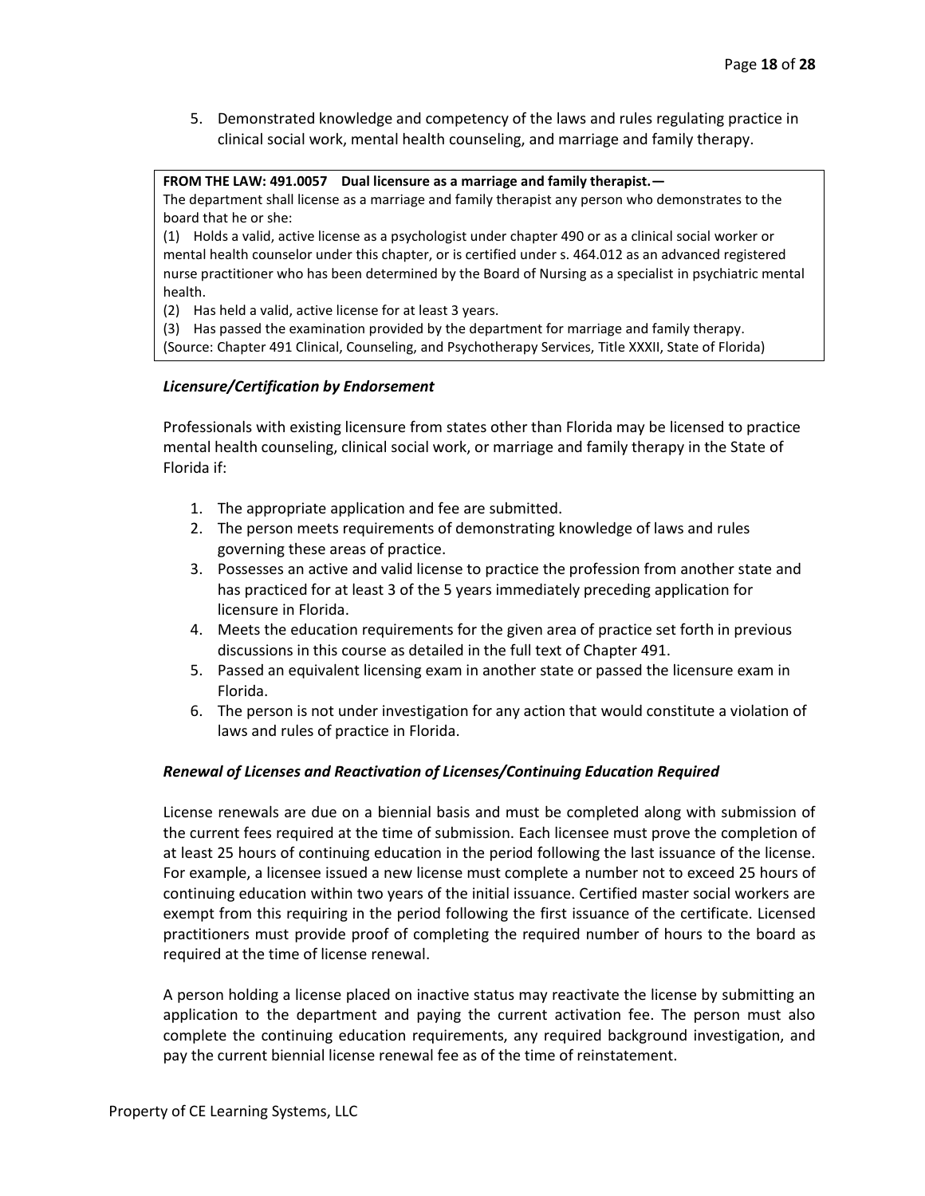5. Demonstrated knowledge and competency of the laws and rules regulating practice in clinical social work, mental health counseling, and marriage and family therapy.

> **FROM THE LAW: 491.0057 Dual licensure as a marriage and family therapist.—**
> The department shall license as a marriage and family therapist any person who demonstrates to the board that he or she:
> (1) Holds a valid, active license as a psychologist under chapter 490 or as a clinical social worker or mental health counselor under this chapter, or is certified under s. 464.012 as an advanced registered nurse practitioner who has been determined by the Board of Nursing as a specialist in psychiatric mental health.
> (2) Has held a valid, active license for at least 3 years.
> (3) Has passed the examination provided by the department for marriage and family therapy.
> (Source: Chapter 491 Clinical, Counseling, and Psychotherapy Services, Title XXXII, State of Florida)

***Licensure/Certification by Endorsement***

Professionals with existing licensure from states other than Florida may be licensed to practice mental health counseling, clinical social work, or marriage and family therapy in the State of Florida if:

1. The appropriate application and fee are submitted.
2. The person meets requirements of demonstrating knowledge of laws and rules governing these areas of practice.
3. Possesses an active and valid license to practice the profession from another state and has practiced for at least 3 of the 5 years immediately preceding application for licensure in Florida.
4. Meets the education requirements for the given area of practice set forth in previous discussions in this course as detailed in the full text of Chapter 491.
5. Passed an equivalent licensing exam in another state or passed the licensure exam in Florida.
6. The person is not under investigation for any action that would constitute a violation of laws and rules of practice in Florida.

***Renewal of Licenses and Reactivation of Licenses/Continuing Education Required***

License renewals are due on a biennial basis and must be completed along with submission of the current fees required at the time of submission. Each licensee must prove the completion of at least 25 hours of continuing education in the period following the last issuance of the license. For example, a licensee issued a new license must complete a number not to exceed 25 hours of continuing education within two years of the initial issuance. Certified master social workers are exempt from this requiring in the period following the first issuance of the certificate. Licensed practitioners must provide proof of completing the required number of hours to the board as required at the time of license renewal.

A person holding a license placed on inactive status may reactivate the license by submitting an application to the department and paying the current activation fee. The person must also complete the continuing education requirements, any required background investigation, and pay the current biennial license renewal fee as of the time of reinstatement.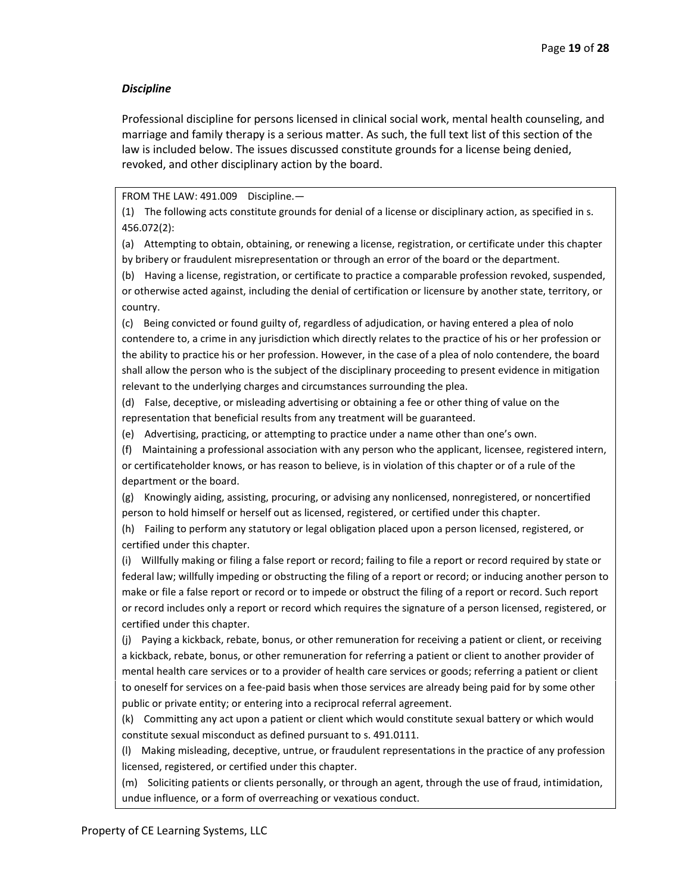***Discipline***

Professional discipline for persons licensed in clinical social work, mental health counseling, and marriage and family therapy is a serious matter. As such, the full text list of this section of the law is included below. The issues discussed constitute grounds for a license being denied, revoked, and other disciplinary action by the board.

FROM THE LAW: 491.009 Discipline.—

(1) The following acts constitute grounds for denial of a license or disciplinary action, as specified in s. 456.072(2):

(a) Attempting to obtain, obtaining, or renewing a license, registration, or certificate under this chapter by bribery or fraudulent misrepresentation or through an error of the board or the department.

(b) Having a license, registration, or certificate to practice a comparable profession revoked, suspended, or otherwise acted against, including the denial of certification or licensure by another state, territory, or country.

(c) Being convicted or found guilty of, regardless of adjudication, or having entered a plea of nolo contendere to, a crime in any jurisdiction which directly relates to the practice of his or her profession or the ability to practice his or her profession. However, in the case of a plea of nolo contendere, the board shall allow the person who is the subject of the disciplinary proceeding to present evidence in mitigation relevant to the underlying charges and circumstances surrounding the plea.

(d) False, deceptive, or misleading advertising or obtaining a fee or other thing of value on the representation that beneficial results from any treatment will be guaranteed.

(e) Advertising, practicing, or attempting to practice under a name other than one's own.

(f) Maintaining a professional association with any person who the applicant, licensee, registered intern, or certificateholder knows, or has reason to believe, is in violation of this chapter or of a rule of the department or the board.

(g) Knowingly aiding, assisting, procuring, or advising any nonlicensed, nonregistered, or noncertified person to hold himself or herself out as licensed, registered, or certified under this chapter.

(h) Failing to perform any statutory or legal obligation placed upon a person licensed, registered, or certified under this chapter.

(i) Willfully making or filing a false report or record; failing to file a report or record required by state or federal law; willfully impeding or obstructing the filing of a report or record; or inducing another person to make or file a false report or record or to impede or obstruct the filing of a report or record. Such report or record includes only a report or record which requires the signature of a person licensed, registered, or certified under this chapter.

(j) Paying a kickback, rebate, bonus, or other remuneration for receiving a patient or client, or receiving a kickback, rebate, bonus, or other remuneration for referring a patient or client to another provider of mental health care services or to a provider of health care services or goods; referring a patient or client to oneself for services on a fee-paid basis when those services are already being paid for by some other public or private entity; or entering into a reciprocal referral agreement.

(k) Committing any act upon a patient or client which would constitute sexual battery or which would constitute sexual misconduct as defined pursuant to s. 491.0111.

(l) Making misleading, deceptive, untrue, or fraudulent representations in the practice of any profession licensed, registered, or certified under this chapter.

(m) Soliciting patients or clients personally, or through an agent, through the use of fraud, intimidation, undue influence, or a form of overreaching or vexatious conduct.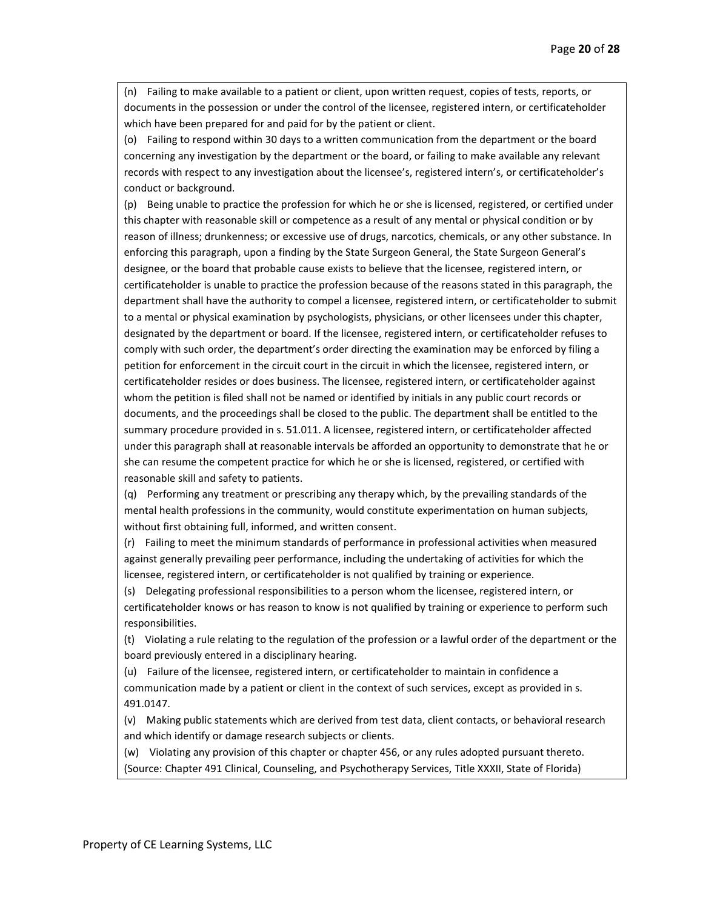(n) Failing to make available to a patient or client, upon written request, copies of tests, reports, or documents in the possession or under the control of the licensee, registered intern, or certificateholder which have been prepared for and paid for by the patient or client.

(o) Failing to respond within 30 days to a written communication from the department or the board concerning any investigation by the department or the board, or failing to make available any relevant records with respect to any investigation about the licensee's, registered intern's, or certificateholder's conduct or background.

(p) Being unable to practice the profession for which he or she is licensed, registered, or certified under this chapter with reasonable skill or competence as a result of any mental or physical condition or by reason of illness; drunkenness; or excessive use of drugs, narcotics, chemicals, or any other substance. In enforcing this paragraph, upon a finding by the State Surgeon General, the State Surgeon General's designee, or the board that probable cause exists to believe that the licensee, registered intern, or certificateholder is unable to practice the profession because of the reasons stated in this paragraph, the department shall have the authority to compel a licensee, registered intern, or certificateholder to submit to a mental or physical examination by psychologists, physicians, or other licensees under this chapter, designated by the department or board. If the licensee, registered intern, or certificateholder refuses to comply with such order, the department's order directing the examination may be enforced by filing a petition for enforcement in the circuit court in the circuit in which the licensee, registered intern, or certificateholder resides or does business. The licensee, registered intern, or certificateholder against whom the petition is filed shall not be named or identified by initials in any public court records or documents, and the proceedings shall be closed to the public. The department shall be entitled to the summary procedure provided in s. 51.011. A licensee, registered intern, or certificateholder affected under this paragraph shall at reasonable intervals be afforded an opportunity to demonstrate that he or she can resume the competent practice for which he or she is licensed, registered, or certified with reasonable skill and safety to patients.

(q) Performing any treatment or prescribing any therapy which, by the prevailing standards of the mental health professions in the community, would constitute experimentation on human subjects, without first obtaining full, informed, and written consent.

(r) Failing to meet the minimum standards of performance in professional activities when measured against generally prevailing peer performance, including the undertaking of activities for which the licensee, registered intern, or certificateholder is not qualified by training or experience.

(s) Delegating professional responsibilities to a person whom the licensee, registered intern, or certificateholder knows or has reason to know is not qualified by training or experience to perform such responsibilities.

(t) Violating a rule relating to the regulation of the profession or a lawful order of the department or the board previously entered in a disciplinary hearing.

(u) Failure of the licensee, registered intern, or certificateholder to maintain in confidence a communication made by a patient or client in the context of such services, except as provided in s. 491.0147.

(v) Making public statements which are derived from test data, client contacts, or behavioral research and which identify or damage research subjects or clients.

(w) Violating any provision of this chapter or chapter 456, or any rules adopted pursuant thereto.

(Source: Chapter 491 Clinical, Counseling, and Psychotherapy Services, Title XXXII, State of Florida)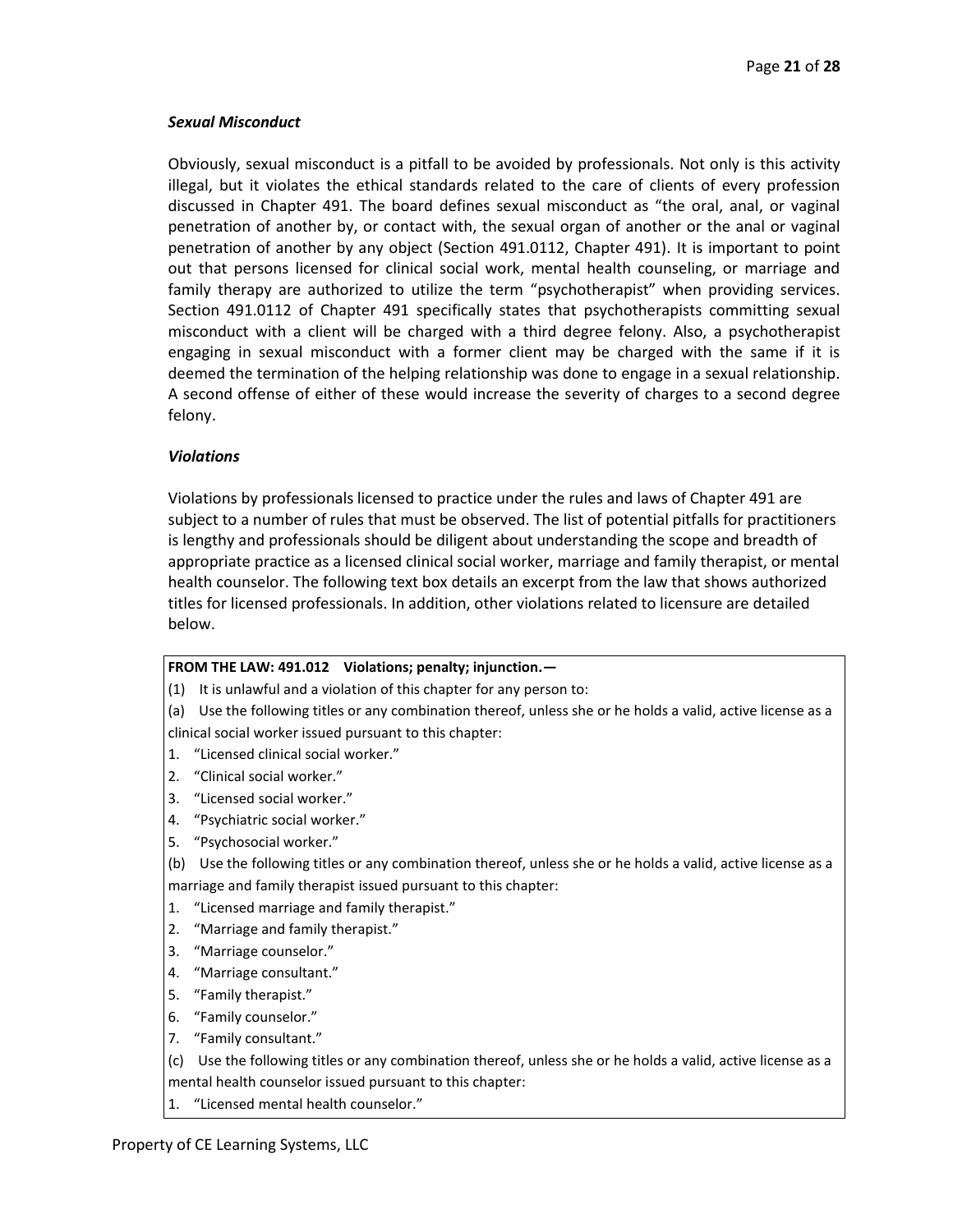***Sexual Misconduct***

Obviously, sexual misconduct is a pitfall to be avoided by professionals. Not only is this activity illegal, but it violates the ethical standards related to the care of clients of every profession discussed in Chapter 491. The board defines sexual misconduct as "the oral, anal, or vaginal penetration of another by, or contact with, the sexual organ of another or the anal or vaginal penetration of another by any object (Section 491.0112, Chapter 491). It is important to point out that persons licensed for clinical social work, mental health counseling, or marriage and family therapy are authorized to utilize the term "psychotherapist" when providing services. Section 491.0112 of Chapter 491 specifically states that psychotherapists committing sexual misconduct with a client will be charged with a third degree felony. Also, a psychotherapist engaging in sexual misconduct with a former client may be charged with the same if it is deemed the termination of the helping relationship was done to engage in a sexual relationship. A second offense of either of these would increase the severity of charges to a second degree felony.

***Violations***

Violations by professionals licensed to practice under the rules and laws of Chapter 491 are subject to a number of rules that must be observed. The list of potential pitfalls for practitioners is lengthy and professionals should be diligent about understanding the scope and breadth of appropriate practice as a licensed clinical social worker, marriage and family therapist, or mental health counselor. The following text box details an excerpt from the law that shows authorized titles for licensed professionals. In addition, other violations related to licensure are detailed below.

**FROM THE LAW: 491.012 Violations; penalty; injunction.—**

(1) It is unlawful and a violation of this chapter for any person to:

(a) Use the following titles or any combination thereof, unless she or he holds a valid, active license as a clinical social worker issued pursuant to this chapter:

1. "Licensed clinical social worker."
2. "Clinical social worker."
3. "Licensed social worker."
4. "Psychiatric social worker."
5. "Psychosocial worker."

(b) Use the following titles or any combination thereof, unless she or he holds a valid, active license as a marriage and family therapist issued pursuant to this chapter:

1. "Licensed marriage and family therapist."
2. "Marriage and family therapist."
3. "Marriage counselor."
4. "Marriage consultant."
5. "Family therapist."
6. "Family counselor."
7. "Family consultant."

(c) Use the following titles or any combination thereof, unless she or he holds a valid, active license as a mental health counselor issued pursuant to this chapter:

1. "Licensed mental health counselor."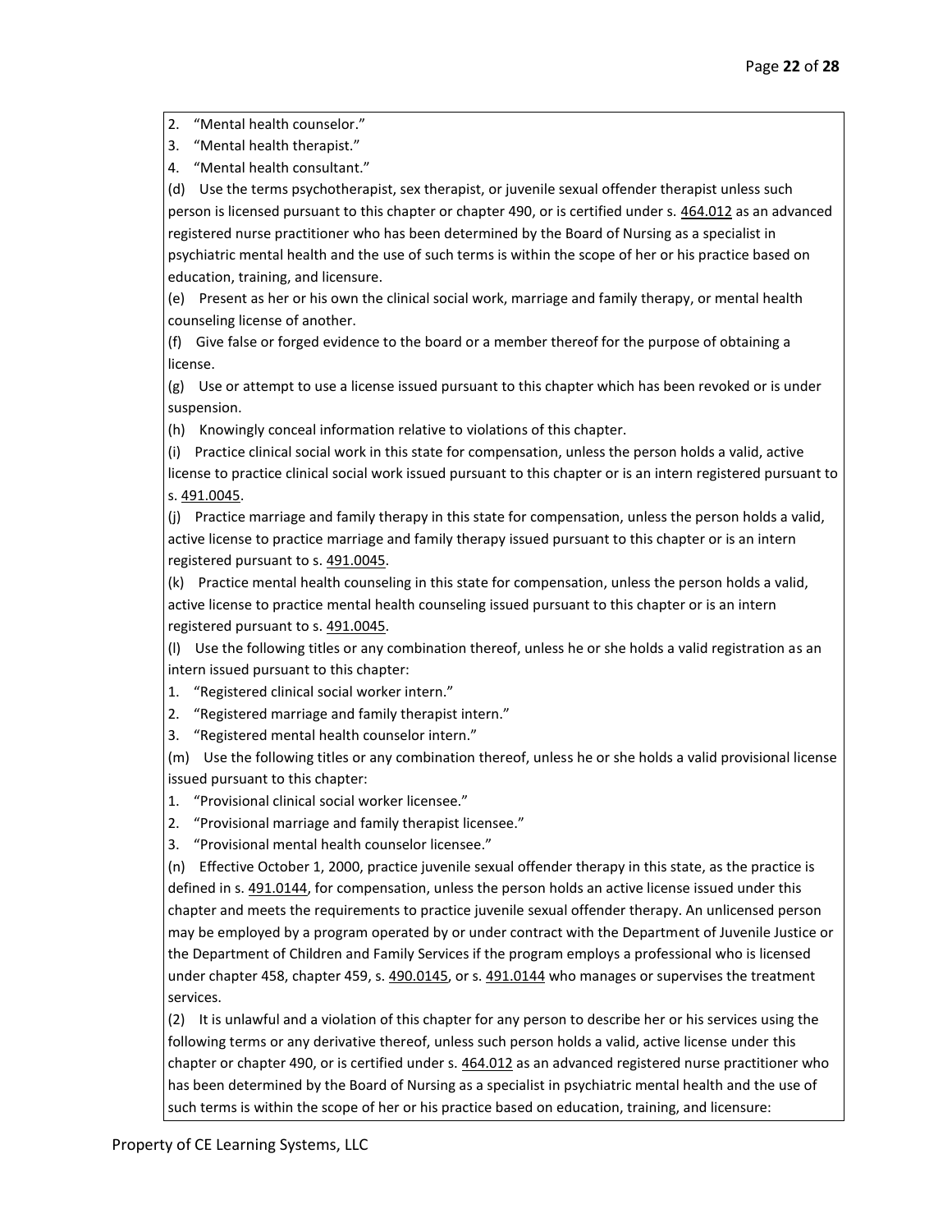2. "Mental health counselor."
3. "Mental health therapist."
4. "Mental health consultant."

(d) Use the terms psychotherapist, sex therapist, or juvenile sexual offender therapist unless such person is licensed pursuant to this chapter or chapter 490, or is certified under s. 464.012 as an advanced registered nurse practitioner who has been determined by the Board of Nursing as a specialist in psychiatric mental health and the use of such terms is within the scope of her or his practice based on education, training, and licensure.

(e) Present as her or his own the clinical social work, marriage and family therapy, or mental health counseling license of another.

(f) Give false or forged evidence to the board or a member thereof for the purpose of obtaining a license.

(g) Use or attempt to use a license issued pursuant to this chapter which has been revoked or is under suspension.

(h) Knowingly conceal information relative to violations of this chapter.

(i) Practice clinical social work in this state for compensation, unless the person holds a valid, active license to practice clinical social work issued pursuant to this chapter or is an intern registered pursuant to s. 491.0045.

(j) Practice marriage and family therapy in this state for compensation, unless the person holds a valid, active license to practice marriage and family therapy issued pursuant to this chapter or is an intern registered pursuant to s. 491.0045.

(k) Practice mental health counseling in this state for compensation, unless the person holds a valid, active license to practice mental health counseling issued pursuant to this chapter or is an intern registered pursuant to s. 491.0045.

(l) Use the following titles or any combination thereof, unless he or she holds a valid registration as an intern issued pursuant to this chapter:

1. "Registered clinical social worker intern."
2. "Registered marriage and family therapist intern."
3. "Registered mental health counselor intern."

(m) Use the following titles or any combination thereof, unless he or she holds a valid provisional license issued pursuant to this chapter:

1. "Provisional clinical social worker licensee."
2. "Provisional marriage and family therapist licensee."
3. "Provisional mental health counselor licensee."

(n) Effective October 1, 2000, practice juvenile sexual offender therapy in this state, as the practice is defined in s. 491.0144, for compensation, unless the person holds an active license issued under this chapter and meets the requirements to practice juvenile sexual offender therapy. An unlicensed person may be employed by a program operated by or under contract with the Department of Juvenile Justice or the Department of Children and Family Services if the program employs a professional who is licensed under chapter 458, chapter 459, s. 490.0145, or s. 491.0144 who manages or supervises the treatment services.

(2) It is unlawful and a violation of this chapter for any person to describe her or his services using the following terms or any derivative thereof, unless such person holds a valid, active license under this chapter or chapter 490, or is certified under s. 464.012 as an advanced registered nurse practitioner who has been determined by the Board of Nursing as a specialist in psychiatric mental health and the use of such terms is within the scope of her or his practice based on education, training, and licensure: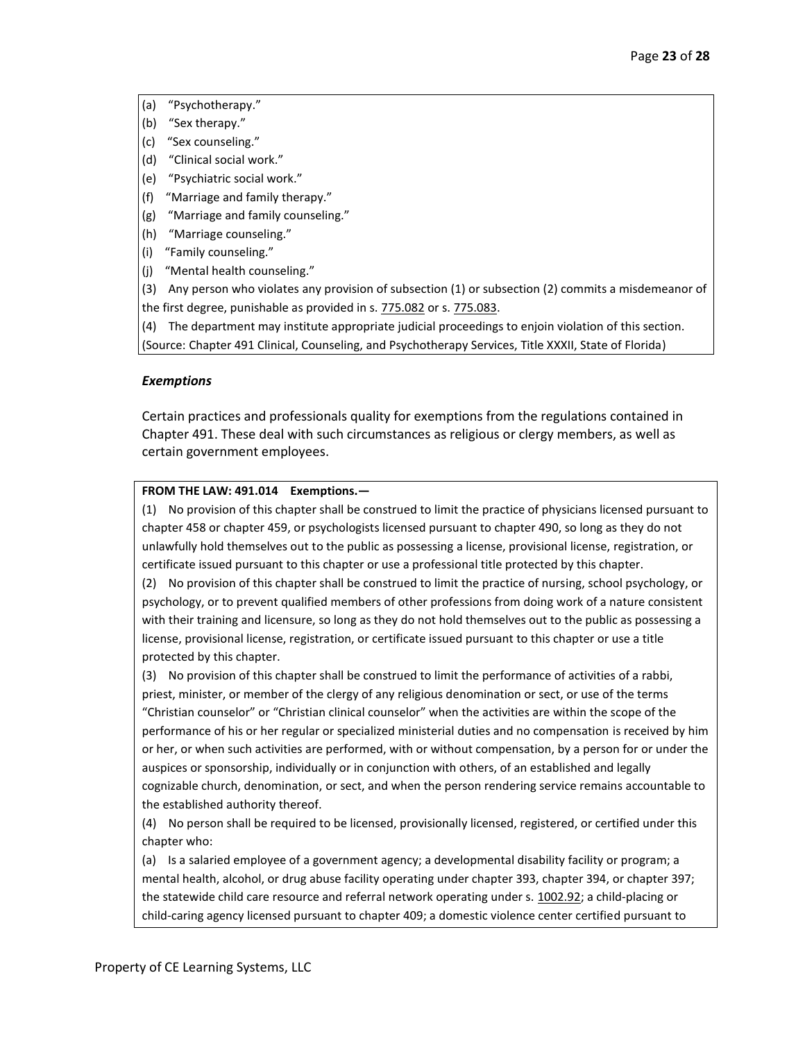(a) "Psychotherapy."
(b) "Sex therapy."
(c) "Sex counseling."
(d) "Clinical social work."
(e) "Psychiatric social work."
(f) "Marriage and family therapy."
(g) "Marriage and family counseling."
(h) "Marriage counseling."
(i) "Family counseling."
(j) "Mental health counseling."

(3) Any person who violates any provision of subsection (1) or subsection (2) commits a misdemeanor of the first degree, punishable as provided in s. 775.082 or s. 775.083.

(4) The department may institute appropriate judicial proceedings to enjoin violation of this section.

(Source: Chapter 491 Clinical, Counseling, and Psychotherapy Services, Title XXXII, State of Florida)

### *Exemptions*

Certain practices and professionals quality for exemptions from the regulations contained in Chapter 491. These deal with such circumstances as religious or clergy members, as well as certain government employees.

**FROM THE LAW: 491.014 Exemptions.—**

(1) No provision of this chapter shall be construed to limit the practice of physicians licensed pursuant to chapter 458 or chapter 459, or psychologists licensed pursuant to chapter 490, so long as they do not unlawfully hold themselves out to the public as possessing a license, provisional license, registration, or certificate issued pursuant to this chapter or use a professional title protected by this chapter.

(2) No provision of this chapter shall be construed to limit the practice of nursing, school psychology, or psychology, or to prevent qualified members of other professions from doing work of a nature consistent with their training and licensure, so long as they do not hold themselves out to the public as possessing a license, provisional license, registration, or certificate issued pursuant to this chapter or use a title protected by this chapter.

(3) No provision of this chapter shall be construed to limit the performance of activities of a rabbi, priest, minister, or member of the clergy of any religious denomination or sect, or use of the terms "Christian counselor" or "Christian clinical counselor" when the activities are within the scope of the performance of his or her regular or specialized ministerial duties and no compensation is received by him or her, or when such activities are performed, with or without compensation, by a person for or under the auspices or sponsorship, individually or in conjunction with others, of an established and legally cognizable church, denomination, or sect, and when the person rendering service remains accountable to the established authority thereof.

(4) No person shall be required to be licensed, provisionally licensed, registered, or certified under this chapter who:

(a) Is a salaried employee of a government agency; a developmental disability facility or program; a mental health, alcohol, or drug abuse facility operating under chapter 393, chapter 394, or chapter 397; the statewide child care resource and referral network operating under s. 1002.92; a child-placing or child-caring agency licensed pursuant to chapter 409; a domestic violence center certified pursuant to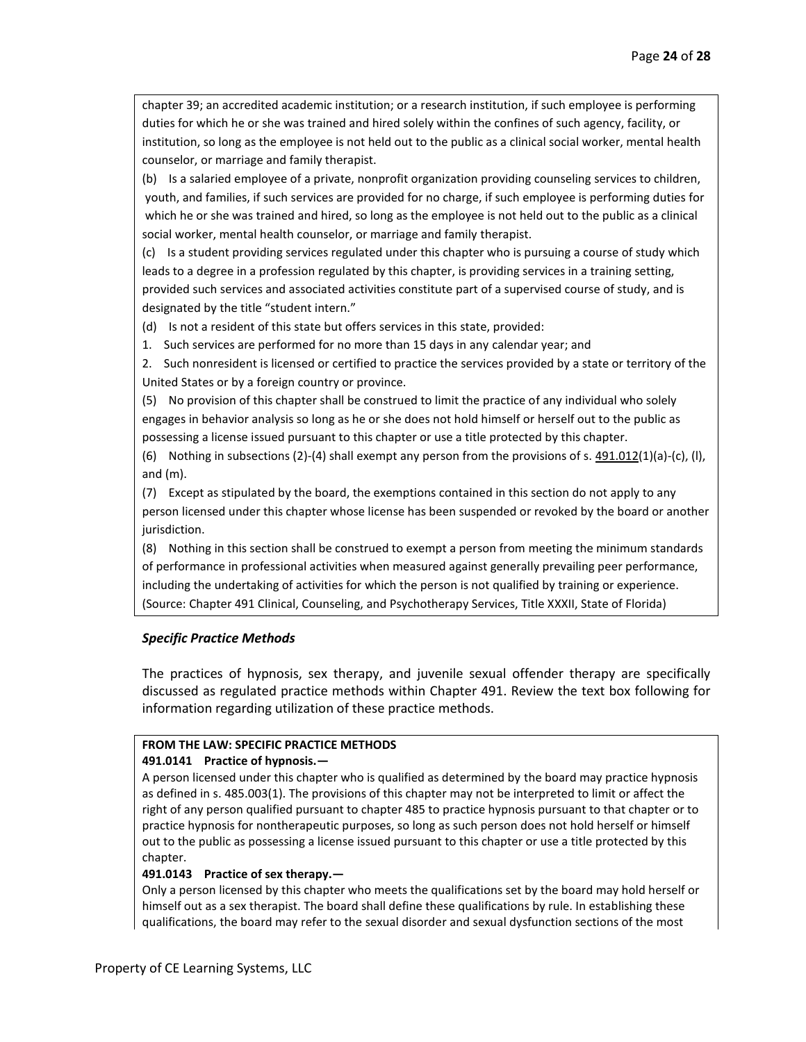chapter 39; an accredited academic institution; or a research institution, if such employee is performing duties for which he or she was trained and hired solely within the confines of such agency, facility, or institution, so long as the employee is not held out to the public as a clinical social worker, mental health counselor, or marriage and family therapist.

(b) Is a salaried employee of a private, nonprofit organization providing counseling services to children, youth, and families, if such services are provided for no charge, if such employee is performing duties for which he or she was trained and hired, so long as the employee is not held out to the public as a clinical social worker, mental health counselor, or marriage and family therapist.

(c) Is a student providing services regulated under this chapter who is pursuing a course of study which leads to a degree in a profession regulated by this chapter, is providing services in a training setting, provided such services and associated activities constitute part of a supervised course of study, and is designated by the title "student intern."

(d) Is not a resident of this state but offers services in this state, provided:

1. Such services are performed for no more than 15 days in any calendar year; and
2. Such nonresident is licensed or certified to practice the services provided by a state or territory of the United States or by a foreign country or province.

(5) No provision of this chapter shall be construed to limit the practice of any individual who solely engages in behavior analysis so long as he or she does not hold himself or herself out to the public as possessing a license issued pursuant to this chapter or use a title protected by this chapter.

(6) Nothing in subsections (2)-(4) shall exempt any person from the provisions of s. 491.012(1)(a)-(c), (l), and (m).

(7) Except as stipulated by the board, the exemptions contained in this section do not apply to any person licensed under this chapter whose license has been suspended or revoked by the board or another jurisdiction.

(8) Nothing in this section shall be construed to exempt a person from meeting the minimum standards of performance in professional activities when measured against generally prevailing peer performance, including the undertaking of activities for which the person is not qualified by training or experience.

(Source: Chapter 491 Clinical, Counseling, and Psychotherapy Services, Title XXXII, State of Florida)

### *Specific Practice Methods*

The practices of hypnosis, sex therapy, and juvenile sexual offender therapy are specifically discussed as regulated practice methods within Chapter 491. Review the text box following for information regarding utilization of these practice methods.

**FROM THE LAW: SPECIFIC PRACTICE METHODS**

**491.0141 Practice of hypnosis.—**

A person licensed under this chapter who is qualified as determined by the board may practice hypnosis as defined in s. 485.003(1). The provisions of this chapter may not be interpreted to limit or affect the right of any person qualified pursuant to chapter 485 to practice hypnosis pursuant to that chapter or to practice hypnosis for nontherapeutic purposes, so long as such person does not hold herself or himself out to the public as possessing a license issued pursuant to this chapter or use a title protected by this chapter.

**491.0143 Practice of sex therapy.—**

Only a person licensed by this chapter who meets the qualifications set by the board may hold herself or himself out as a sex therapist. The board shall define these qualifications by rule. In establishing these qualifications, the board may refer to the sexual disorder and sexual dysfunction sections of the most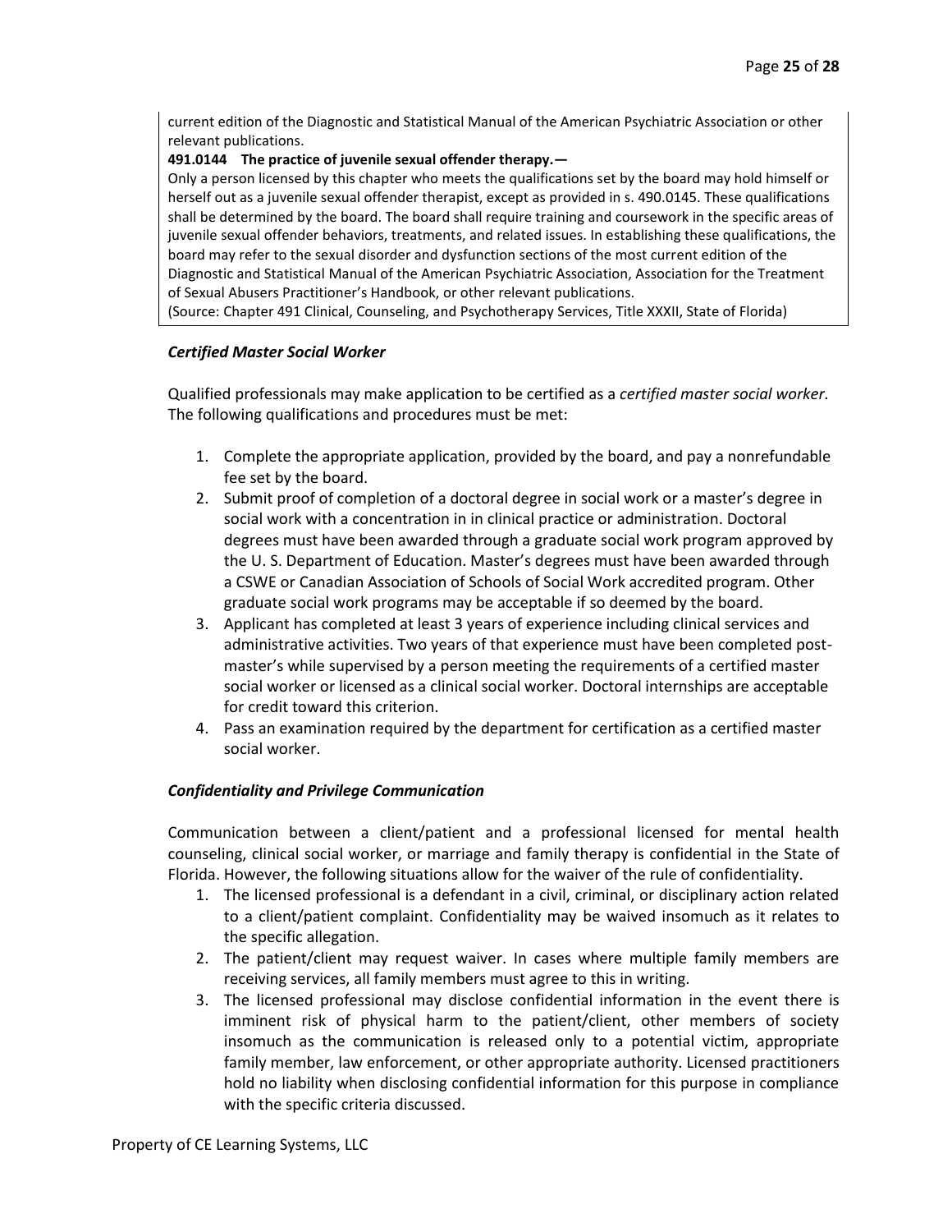current edition of the Diagnostic and Statistical Manual of the American Psychiatric Association or other relevant publications.

**491.0144 The practice of juvenile sexual offender therapy.—**

Only a person licensed by this chapter who meets the qualifications set by the board may hold himself or herself out as a juvenile sexual offender therapist, except as provided in s. 490.0145. These qualifications shall be determined by the board. The board shall require training and coursework in the specific areas of juvenile sexual offender behaviors, treatments, and related issues. In establishing these qualifications, the board may refer to the sexual disorder and dysfunction sections of the most current edition of the Diagnostic and Statistical Manual of the American Psychiatric Association, Association for the Treatment of Sexual Abusers Practitioner's Handbook, or other relevant publications.

(Source: Chapter 491 Clinical, Counseling, and Psychotherapy Services, Title XXXII, State of Florida)

### *Certified Master Social Worker*

Qualified professionals may make application to be certified as a *certified master social worker*. The following qualifications and procedures must be met:

1. Complete the appropriate application, provided by the board, and pay a nonrefundable fee set by the board.
2. Submit proof of completion of a doctoral degree in social work or a master's degree in social work with a concentration in in clinical practice or administration. Doctoral degrees must have been awarded through a graduate social work program approved by the U. S. Department of Education. Master's degrees must have been awarded through a CSWE or Canadian Association of Schools of Social Work accredited program. Other graduate social work programs may be acceptable if so deemed by the board.
3. Applicant has completed at least 3 years of experience including clinical services and administrative activities. Two years of that experience must have been completed post-master's while supervised by a person meeting the requirements of a certified master social worker or licensed as a clinical social worker. Doctoral internships are acceptable for credit toward this criterion.
4. Pass an examination required by the department for certification as a certified master social worker.

### *Confidentiality and Privilege Communication*

Communication between a client/patient and a professional licensed for mental health counseling, clinical social worker, or marriage and family therapy is confidential in the State of Florida. However, the following situations allow for the waiver of the rule of confidentiality.

1. The licensed professional is a defendant in a civil, criminal, or disciplinary action related to a client/patient complaint. Confidentiality may be waived insomuch as it relates to the specific allegation.
2. The patient/client may request waiver. In cases where multiple family members are receiving services, all family members must agree to this in writing.
3. The licensed professional may disclose confidential information in the event there is imminent risk of physical harm to the patient/client, other members of society insomuch as the communication is released only to a potential victim, appropriate family member, law enforcement, or other appropriate authority. Licensed practitioners hold no liability when disclosing confidential information for this purpose in compliance with the specific criteria discussed.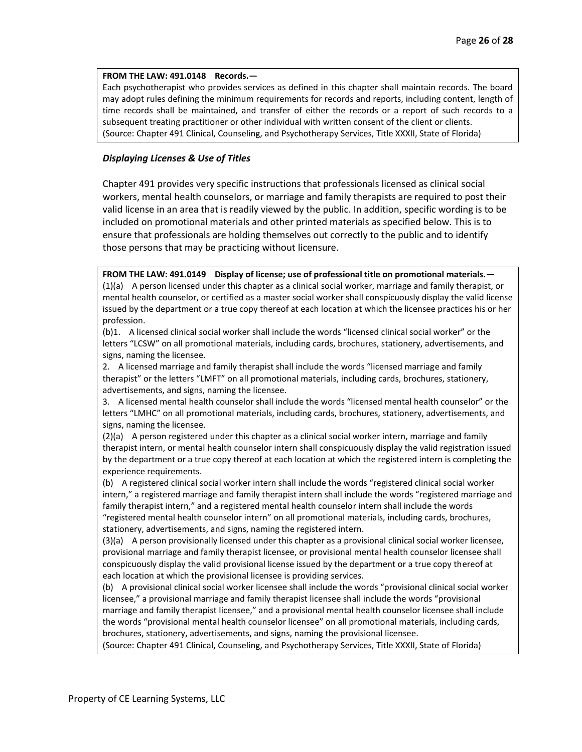**FROM THE LAW: 491.0148 Records.—**

Each psychotherapist who provides services as defined in this chapter shall maintain records. The board may adopt rules defining the minimum requirements for records and reports, including content, length of time records shall be maintained, and transfer of either the records or a report of such records to a subsequent treating practitioner or other individual with written consent of the client or clients.

(Source: Chapter 491 Clinical, Counseling, and Psychotherapy Services, Title XXXII, State of Florida)

### *Displaying Licenses & Use of Titles*

Chapter 491 provides very specific instructions that professionals licensed as clinical social workers, mental health counselors, or marriage and family therapists are required to post their valid license in an area that is readily viewed by the public. In addition, specific wording is to be included on promotional materials and other printed materials as specified below. This is to ensure that professionals are holding themselves out correctly to the public and to identify those persons that may be practicing without licensure.

**FROM THE LAW: 491.0149 Display of license; use of professional title on promotional materials.—**

(1)(a) A person licensed under this chapter as a clinical social worker, marriage and family therapist, or mental health counselor, or certified as a master social worker shall conspicuously display the valid license issued by the department or a true copy thereof at each location at which the licensee practices his or her profession.

(b)1. A licensed clinical social worker shall include the words "licensed clinical social worker" or the letters "LCSW" on all promotional materials, including cards, brochures, stationery, advertisements, and signs, naming the licensee.

2. A licensed marriage and family therapist shall include the words "licensed marriage and family therapist" or the letters "LMFT" on all promotional materials, including cards, brochures, stationery, advertisements, and signs, naming the licensee.

3. A licensed mental health counselor shall include the words "licensed mental health counselor" or the letters "LMHC" on all promotional materials, including cards, brochures, stationery, advertisements, and signs, naming the licensee.

(2)(a) A person registered under this chapter as a clinical social worker intern, marriage and family therapist intern, or mental health counselor intern shall conspicuously display the valid registration issued by the department or a true copy thereof at each location at which the registered intern is completing the experience requirements.

(b) A registered clinical social worker intern shall include the words "registered clinical social worker intern," a registered marriage and family therapist intern shall include the words "registered marriage and family therapist intern," and a registered mental health counselor intern shall include the words "registered mental health counselor intern" on all promotional materials, including cards, brochures, stationery, advertisements, and signs, naming the registered intern.

(3)(a) A person provisionally licensed under this chapter as a provisional clinical social worker licensee, provisional marriage and family therapist licensee, or provisional mental health counselor licensee shall conspicuously display the valid provisional license issued by the department or a true copy thereof at each location at which the provisional licensee is providing services.

(b) A provisional clinical social worker licensee shall include the words "provisional clinical social worker licensee," a provisional marriage and family therapist licensee shall include the words "provisional marriage and family therapist licensee," and a provisional mental health counselor licensee shall include the words "provisional mental health counselor licensee" on all promotional materials, including cards, brochures, stationery, advertisements, and signs, naming the provisional licensee.

(Source: Chapter 491 Clinical, Counseling, and Psychotherapy Services, Title XXXII, State of Florida)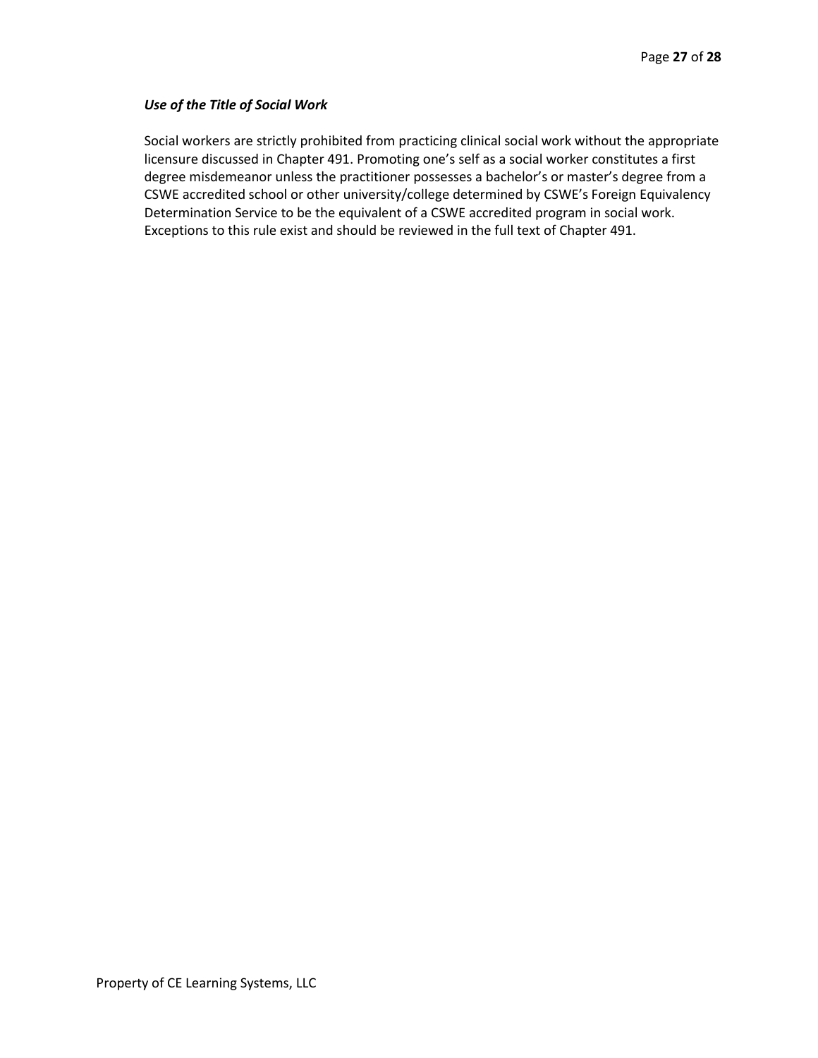***Use of the Title of Social Work***

Social workers are strictly prohibited from practicing clinical social work without the appropriate licensure discussed in Chapter 491. Promoting one's self as a social worker constitutes a first degree misdemeanor unless the practitioner possesses a bachelor's or master's degree from a CSWE accredited school or other university/college determined by CSWE's Foreign Equivalency Determination Service to be the equivalent of a CSWE accredited program in social work. Exceptions to this rule exist and should be reviewed in the full text of Chapter 491.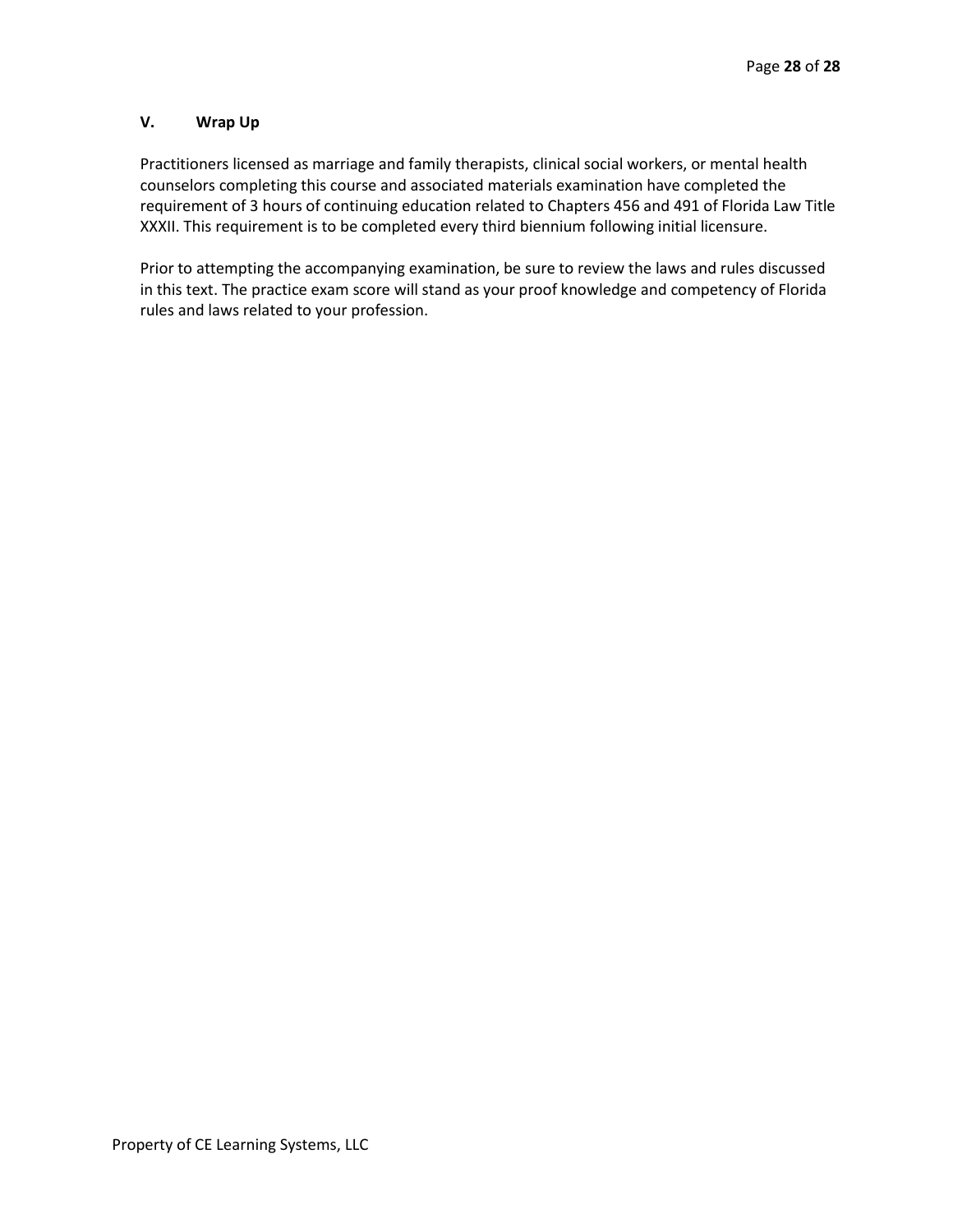## V. Wrap Up

Practitioners licensed as marriage and family therapists, clinical social workers, or mental health counselors completing this course and associated materials examination have completed the requirement of 3 hours of continuing education related to Chapters 456 and 491 of Florida Law Title XXXII. This requirement is to be completed every third biennium following initial licensure.

Prior to attempting the accompanying examination, be sure to review the laws and rules discussed in this text. The practice exam score will stand as your proof knowledge and competency of Florida rules and laws related to your profession.